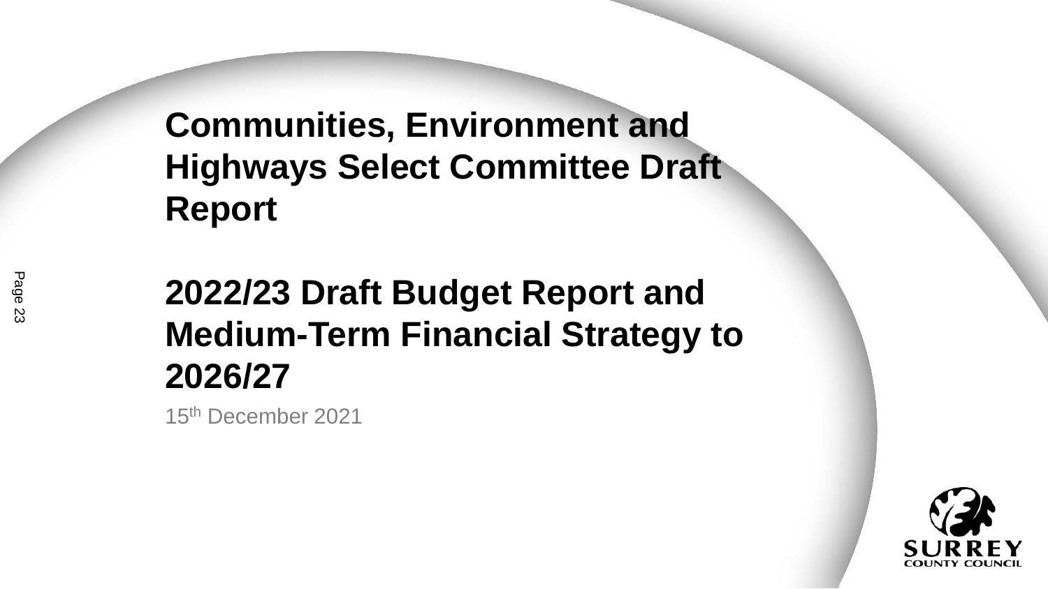# Communities, Environment and Highways Select Committee Draft Report

# 2022/23 Draft Budget Report and Medium-Term Financial Strategy to 2026/27

15th December 2021

SURREY COUNTY COUNCIL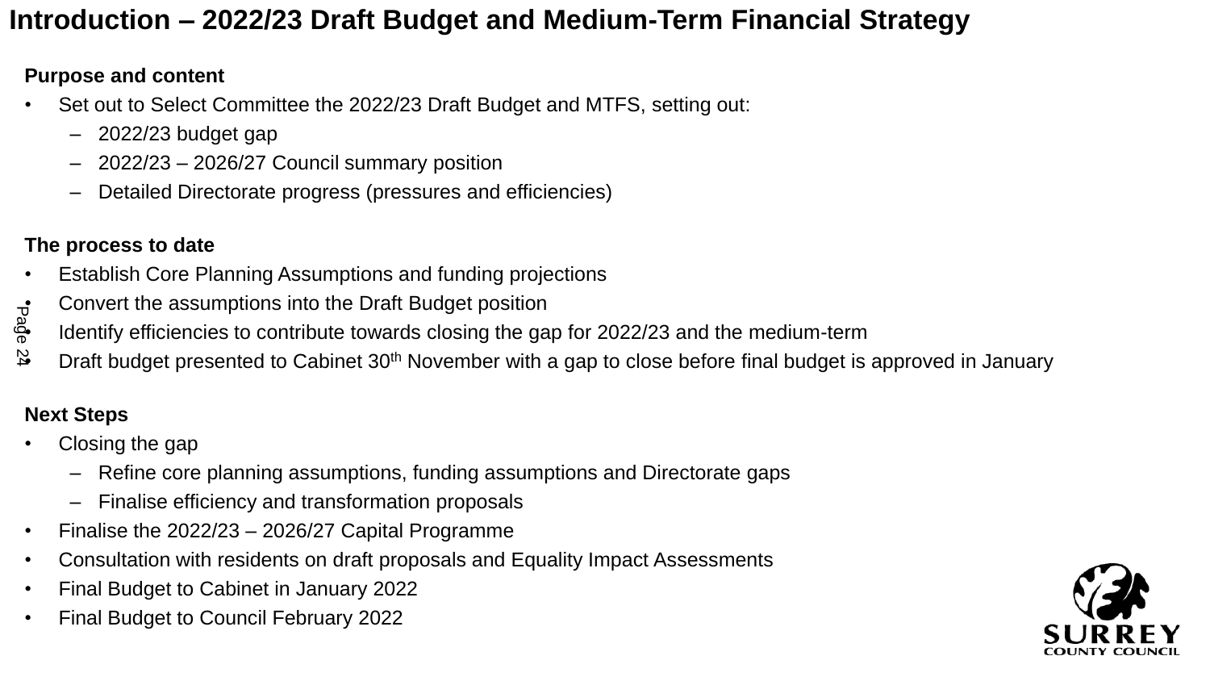# Introduction – 2022/23 Draft Budget and Medium-Term Financial Strategy

**Purpose and content**

- Set out to Select Committee the 2022/23 Draft Budget and MTFS, setting out:
  - 2022/23 budget gap
  - 2022/23 – 2026/27 Council summary position
  - Detailed Directorate progress (pressures and efficiencies)

**The process to date**

- Establish Core Planning Assumptions and funding projections
- Convert the assumptions into the Draft Budget position
- Identify efficiencies to contribute towards closing the gap for 2022/23 and the medium-term
- Draft budget presented to Cabinet 30th November with a gap to close before final budget is approved in January

**Next Steps**

- Closing the gap
  - Refine core planning assumptions, funding assumptions and Directorate gaps
  - Finalise efficiency and transformation proposals
- Finalise the 2022/23 – 2026/27 Capital Programme
- Consultation with residents on draft proposals and Equality Impact Assessments
- Final Budget to Cabinet in January 2022
- Final Budget to Council February 2022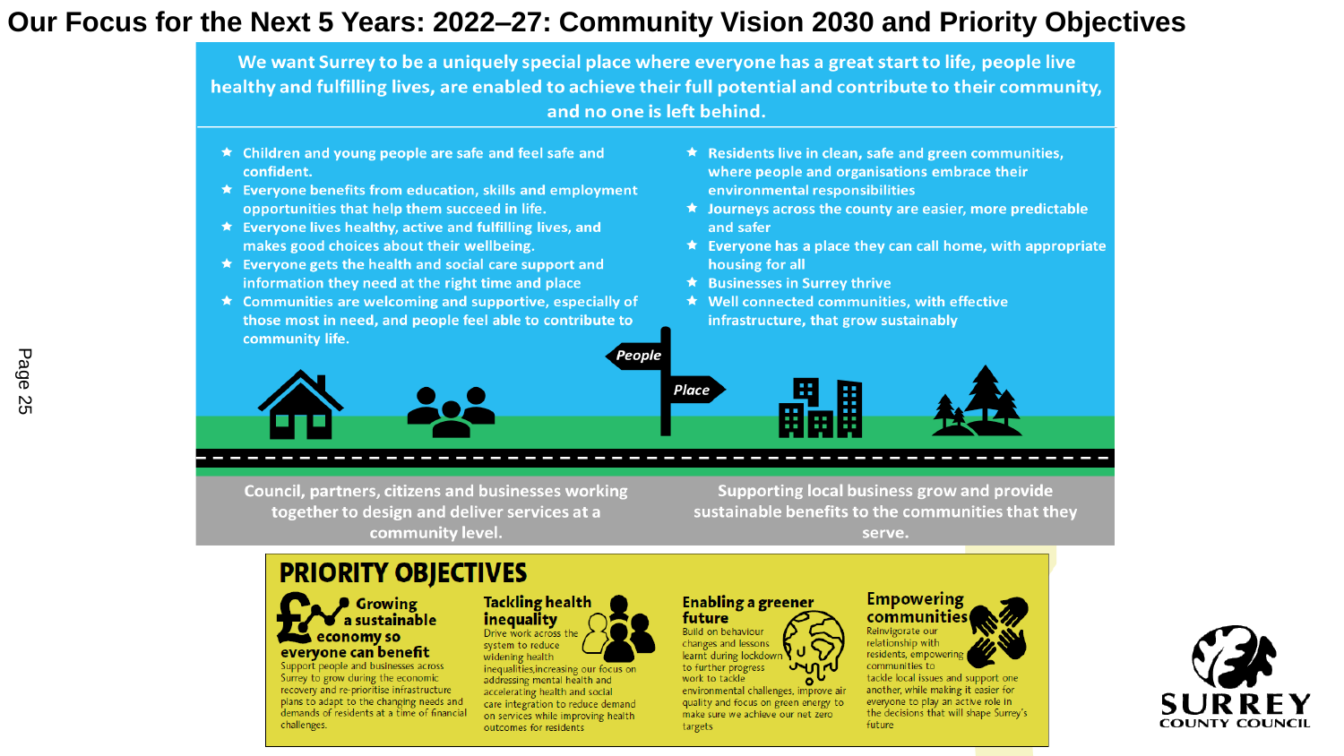# Our Focus for the Next 5 Years: 2022–27: Community Vision 2030 and Priority Objectives

**We want Surrey to be a uniquely special place where everyone has a great start to life, people live healthy and fulfilling lives, are enabled to achieve their full potential and contribute to their community, and no one is left behind.**

**People**

- Children and young people are safe and feel safe and confident.
- Everyone benefits from education, skills and employment opportunities that help them succeed in life.
- Everyone lives healthy, active and fulfilling lives, and makes good choices about their wellbeing.
- Everyone gets the health and social care support and information they need at the right time and place
- Communities are welcoming and supportive, especially of those most in need, and people feel able to contribute to community life.

Council, partners, citizens and businesses working together to design and deliver services at a community level.

**Place**

- Residents live in clean, safe and green communities, where people and organisations embrace their environmental responsibilities
- Journeys across the county are easier, more predictable and safer
- Everyone has a place they can call home, with appropriate housing for all
- Businesses in Surrey thrive
- Well connected communities, with effective infrastructure, that grow sustainably

Supporting local business grow and provide sustainable benefits to the communities that they serve.

## PRIORITY OBJECTIVES

### Growing a sustainable economy so everyone can benefit

Support people and businesses across Surrey to grow during the economic recovery and re-prioritise infrastructure plans to adapt to the changing needs and demands of residents at a time of financial challenges.

### Tackling health inequality

Drive work across the system to reduce widening health inequalities,increasing our focus on addressing mental health and accelerating health and social care integration to reduce demand on services while improving health outcomes for residents

### Enabling a greener future

Build on behaviour changes and lessons learnt during lockdown to further progress work to tackle environmental challenges, improve air quality and focus on green energy to make sure we achieve our net zero targets

### Empowering communities

Reinvigorate our relationship with residents, empowering communities to tackle local issues and support one another, while making it easier for everyone to play an active role in the decisions that will shape Surrey's future

SURREY COUNTY COUNCIL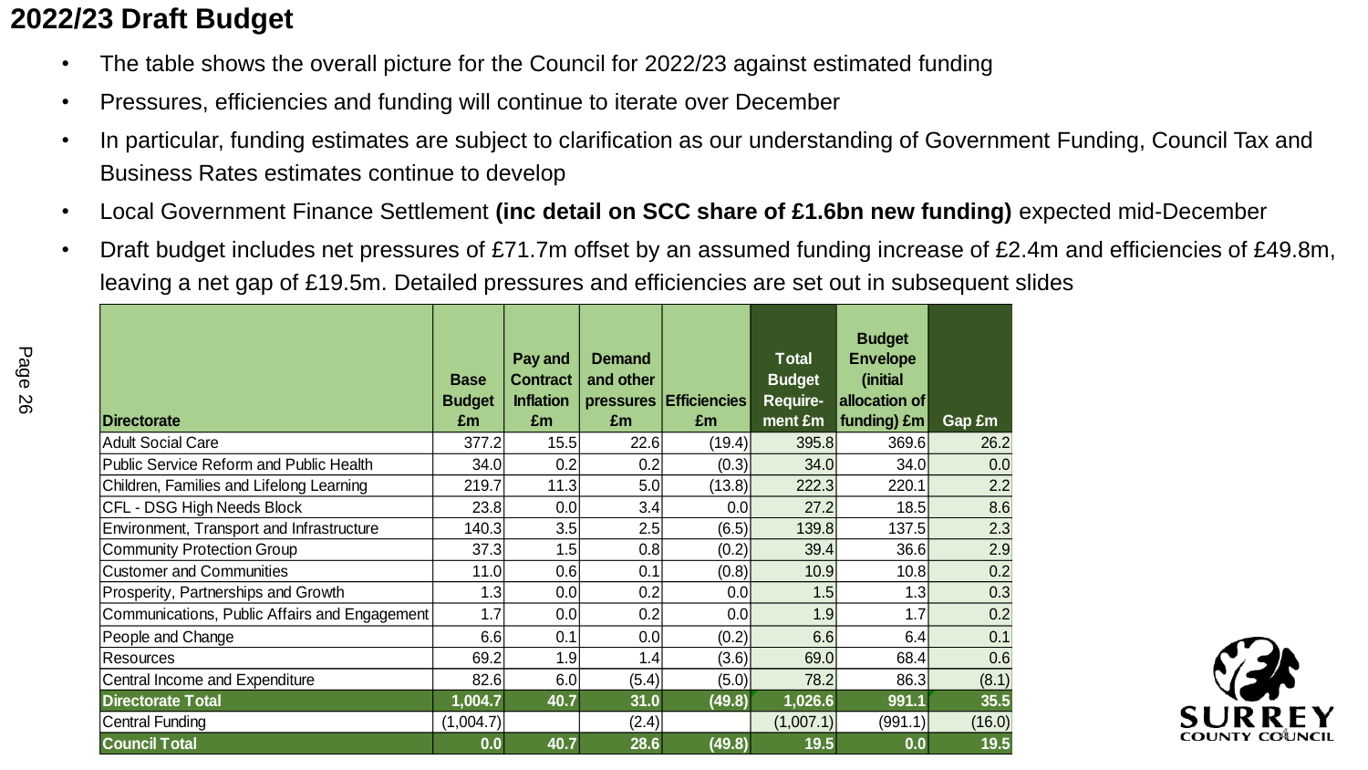# 2022/23 Draft Budget

- The table shows the overall picture for the Council for 2022/23 against estimated funding
- Pressures, efficiencies and funding will continue to iterate over December
- In particular, funding estimates are subject to clarification as our understanding of Government Funding, Council Tax and Business Rates estimates continue to develop
- Local Government Finance Settlement **(inc detail on SCC share of £1.6bn new funding)** expected mid-December
- Draft budget includes net pressures of £71.7m offset by an assumed funding increase of £2.4m and efficiencies of £49.8m, leaving a net gap of £19.5m. Detailed pressures and efficiencies are set out in subsequent slides

| Directorate | Base Budget £m | Pay and Contract Inflation £m | Demand and other pressures £m | Efficiencies £m | Total Budget Require-ment £m | Budget Envelope (initial allocation of funding) £m | Gap £m |
|---|---|---|---|---|---|---|---|
| Adult Social Care | 377.2 | 15.5 | 22.6 | (19.4) | 395.8 | 369.6 | 26.2 |
| Public Service Reform and Public Health | 34.0 | 0.2 | 0.2 | (0.3) | 34.0 | 34.0 | 0.0 |
| Children, Families and Lifelong Learning | 219.7 | 11.3 | 5.0 | (13.8) | 222.3 | 220.1 | 2.2 |
| CFL - DSG High Needs Block | 23.8 | 0.0 | 3.4 | 0.0 | 27.2 | 18.5 | 8.6 |
| Environment, Transport and Infrastructure | 140.3 | 3.5 | 2.5 | (6.5) | 139.8 | 137.5 | 2.3 |
| Community Protection Group | 37.3 | 1.5 | 0.8 | (0.2) | 39.4 | 36.6 | 2.9 |
| Customer and Communities | 11.0 | 0.6 | 0.1 | (0.8) | 10.9 | 10.8 | 0.2 |
| Prosperity, Partnerships and Growth | 1.3 | 0.0 | 0.2 | 0.0 | 1.5 | 1.3 | 0.3 |
| Communications, Public Affairs and Engagement | 1.7 | 0.0 | 0.2 | 0.0 | 1.9 | 1.7 | 0.2 |
| People and Change | 6.6 | 0.1 | 0.0 | (0.2) | 6.6 | 6.4 | 0.1 |
| Resources | 69.2 | 1.9 | 1.4 | (3.6) | 69.0 | 68.4 | 0.6 |
| Central Income and Expenditure | 82.6 | 6.0 | (5.4) | (5.0) | 78.2 | 86.3 | (8.1) |
| **Directorate Total** | **1,004.7** | **40.7** | **31.0** | **(49.8)** | **1,026.6** | **991.1** | **35.5** |
| Central Funding | (1,004.7) | | (2.4) | | (1,007.1) | (991.1) | (16.0) |
| **Council Total** | **0.0** | **40.7** | **28.6** | **(49.8)** | **19.5** | **0.0** | **19.5** |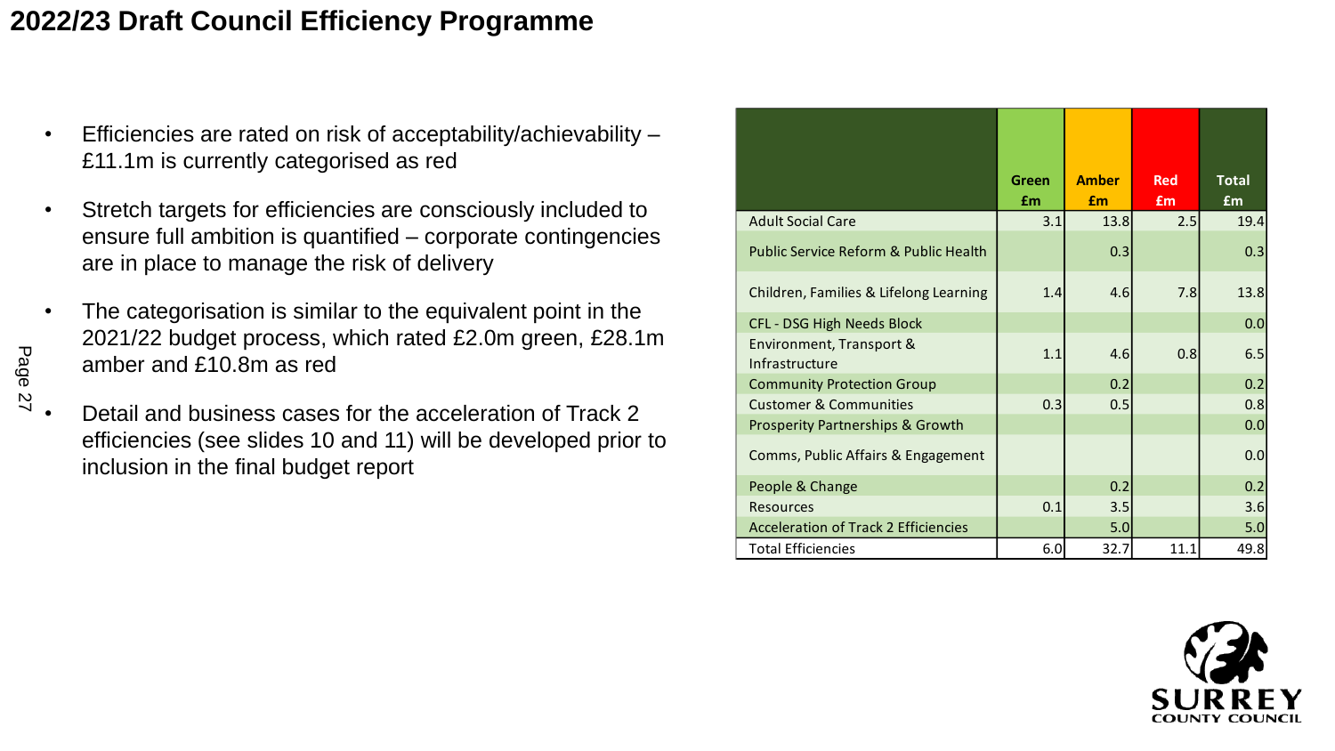# 2022/23 Draft Council Efficiency Programme

- Efficiencies are rated on risk of acceptability/achievability – £11.1m is currently categorised as red
- Stretch targets for efficiencies are consciously included to ensure full ambition is quantified – corporate contingencies are in place to manage the risk of delivery
- The categorisation is similar to the equivalent point in the 2021/22 budget process, which rated £2.0m green, £28.1m amber and £10.8m as red
- Detail and business cases for the acceleration of Track 2 efficiencies (see slides 10 and 11) will be developed prior to inclusion in the final budget report

| | Green £m | Amber £m | Red £m | Total £m |
|---|---|---|---|---|
| Adult Social Care | 3.1 | 13.8 | 2.5 | 19.4 |
| Public Service Reform & Public Health | | 0.3 | | 0.3 |
| Children, Families & Lifelong Learning | 1.4 | 4.6 | 7.8 | 13.8 |
| CFL - DSG High Needs Block | | | | 0.0 |
| Environment, Transport & Infrastructure | 1.1 | 4.6 | 0.8 | 6.5 |
| Community Protection Group | | 0.2 | | 0.2 |
| Customer & Communities | 0.3 | 0.5 | | 0.8 |
| Prosperity Partnerships & Growth | | | | 0.0 |
| Comms, Public Affairs & Engagement | | | | 0.0 |
| People & Change | | 0.2 | | 0.2 |
| Resources | 0.1 | 3.5 | | 3.6 |
| Acceleration of Track 2 Efficiencies | | 5.0 | | 5.0 |
| Total Efficiencies | 6.0 | 32.7 | 11.1 | 49.8 |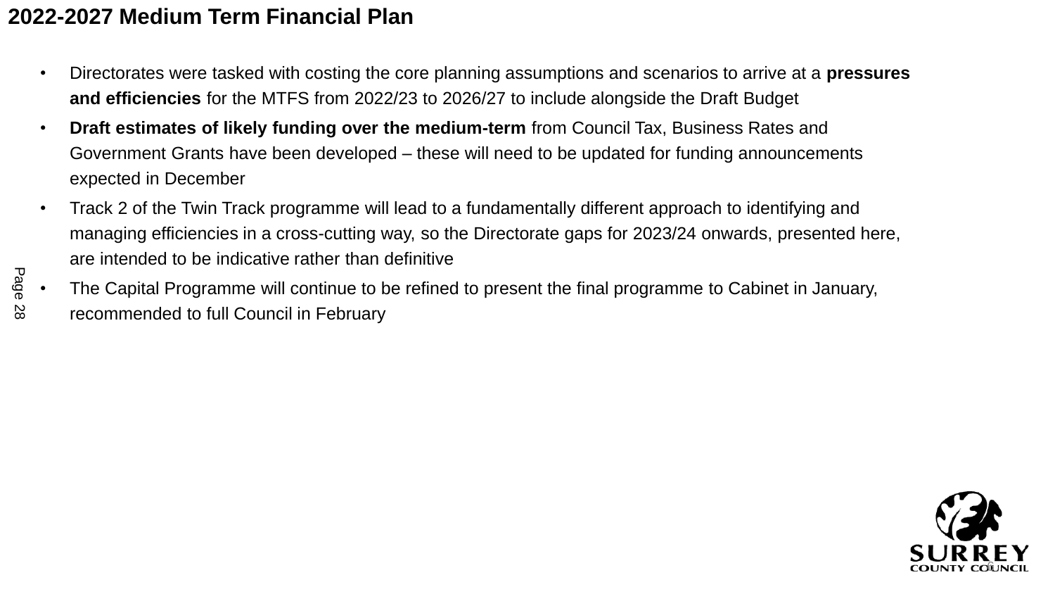# 2022-2027 Medium Term Financial Plan

- Directorates were tasked with costing the core planning assumptions and scenarios to arrive at a **pressures and efficiencies** for the MTFS from 2022/23 to 2026/27 to include alongside the Draft Budget
- **Draft estimates of likely funding over the medium-term** from Council Tax, Business Rates and Government Grants have been developed – these will need to be updated for funding announcements expected in December
- Track 2 of the Twin Track programme will lead to a fundamentally different approach to identifying and managing efficiencies in a cross-cutting way, so the Directorate gaps for 2023/24 onwards, presented here, are intended to be indicative rather than definitive
- The Capital Programme will continue to be refined to present the final programme to Cabinet in January, recommended to full Council in February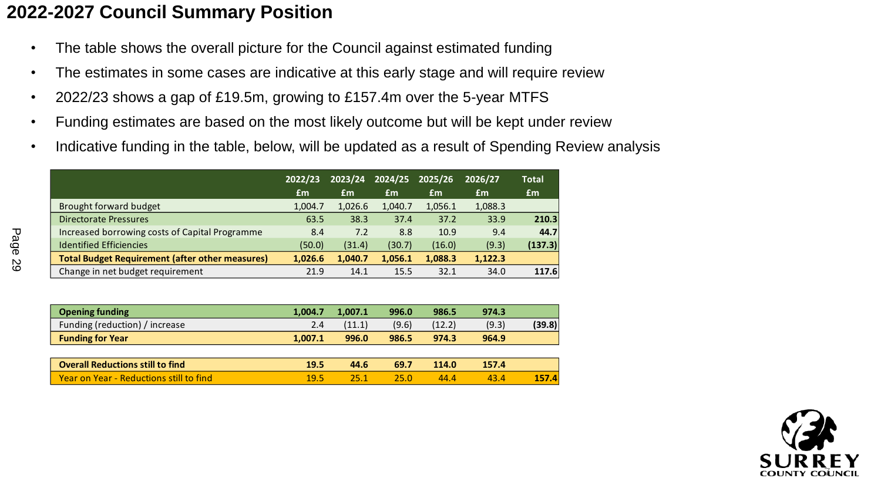# 2022-2027 Council Summary Position

- The table shows the overall picture for the Council against estimated funding
- The estimates in some cases are indicative at this early stage and will require review
- 2022/23 shows a gap of £19.5m, growing to £157.4m over the 5-year MTFS
- Funding estimates are based on the most likely outcome but will be kept under review
- Indicative funding in the table, below, will be updated as a result of Spending Review analysis

| | 2022/23 £m | 2023/24 £m | 2024/25 £m | 2025/26 £m | 2026/27 £m | Total £m |
|---|---|---|---|---|---|---|
| Brought forward budget | 1,004.7 | 1,026.6 | 1,040.7 | 1,056.1 | 1,088.3 | |
| Directorate Pressures | 63.5 | 38.3 | 37.4 | 37.2 | 33.9 | **210.3** |
| Increased borrowing costs of Capital Programme | 8.4 | 7.2 | 8.8 | 10.9 | 9.4 | **44.7** |
| Identified Efficiencies | (50.0) | (31.4) | (30.7) | (16.0) | (9.3) | **(137.3)** |
| **Total Budget Requirement (after other measures)** | **1,026.6** | **1,040.7** | **1,056.1** | **1,088.3** | **1,122.3** | |
| Change in net budget requirement | 21.9 | 14.1 | 15.5 | 32.1 | 34.0 | **117.6** |

| | | | | | | |
|---|---|---|---|---|---|---|
| **Opening funding** | **1,004.7** | **1,007.1** | **996.0** | **986.5** | **974.3** | |
| Funding (reduction) / increase | 2.4 | (11.1) | (9.6) | (12.2) | (9.3) | **(39.8)** |
| **Funding for Year** | **1,007.1** | **996.0** | **986.5** | **974.3** | **964.9** | |

| | | | | | | |
|---|---|---|---|---|---|---|
| **Overall Reductions still to find** | **19.5** | **44.6** | **69.7** | **114.0** | **157.4** | |
| Year on Year - Reductions still to find | 19.5 | 25.1 | 25.0 | 44.4 | 43.4 | **157.4** |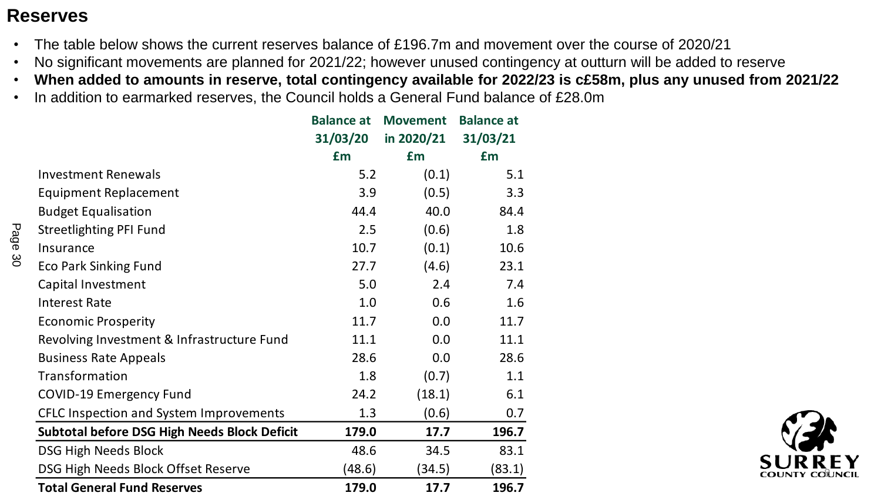## Reserves

- The table below shows the current reserves balance of £196.7m and movement over the course of 2020/21
- No significant movements are planned for 2021/22; however unused contingency at outturn will be added to reserve
- **When added to amounts in reserve, total contingency available for 2022/23 is c£58m, plus any unused from 2021/22**
- In addition to earmarked reserves, the Council holds a General Fund balance of £28.0m

| | Balance at 31/03/20 £m | Movement in 2020/21 £m | Balance at 31/03/21 £m |
|---|---|---|---|
| Investment Renewals | 5.2 | (0.1) | 5.1 |
| Equipment Replacement | 3.9 | (0.5) | 3.3 |
| Budget Equalisation | 44.4 | 40.0 | 84.4 |
| Streetlighting PFI Fund | 2.5 | (0.6) | 1.8 |
| Insurance | 10.7 | (0.1) | 10.6 |
| Eco Park Sinking Fund | 27.7 | (4.6) | 23.1 |
| Capital Investment | 5.0 | 2.4 | 7.4 |
| Interest Rate | 1.0 | 0.6 | 1.6 |
| Economic Prosperity | 11.7 | 0.0 | 11.7 |
| Revolving Investment & Infrastructure Fund | 11.1 | 0.0 | 11.1 |
| Business Rate Appeals | 28.6 | 0.0 | 28.6 |
| Transformation | 1.8 | (0.7) | 1.1 |
| COVID-19 Emergency Fund | 24.2 | (18.1) | 6.1 |
| CFLC Inspection and System Improvements | 1.3 | (0.6) | 0.7 |
| **Subtotal before DSG High Needs Block Deficit** | **179.0** | **17.7** | **196.7** |
| DSG High Needs Block | 48.6 | 34.5 | 83.1 |
| DSG High Needs Block Offset Reserve | (48.6) | (34.5) | (83.1) |
| **Total General Fund Reserves** | **179.0** | **17.7** | **196.7** |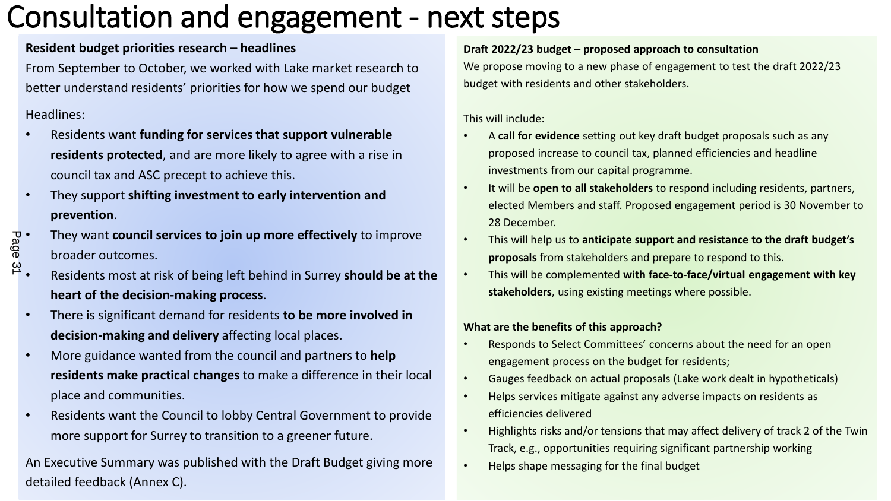# Consultation and engagement - next steps

**Resident budget priorities research – headlines**

From September to October, we worked with Lake market research to better understand residents' priorities for how we spend our budget

Headlines:

- Residents want **funding for services that support vulnerable residents protected**, and are more likely to agree with a rise in council tax and ASC precept to achieve this.
- They support **shifting investment to early intervention and prevention**.
- They want **council services to join up more effectively** to improve broader outcomes.
- Residents most at risk of being left behind in Surrey **should be at the heart of the decision-making process**.
- There is significant demand for residents **to be more involved in decision-making and delivery** affecting local places.
- More guidance wanted from the council and partners to **help residents make practical changes** to make a difference in their local place and communities.
- Residents want the Council to lobby Central Government to provide more support for Surrey to transition to a greener future.

An Executive Summary was published with the Draft Budget giving more detailed feedback (Annex C).

**Draft 2022/23 budget – proposed approach to consultation**

We propose moving to a new phase of engagement to test the draft 2022/23 budget with residents and other stakeholders.

This will include:

- A **call for evidence** setting out key draft budget proposals such as any proposed increase to council tax, planned efficiencies and headline investments from our capital programme.
- It will be **open to all stakeholders** to respond including residents, partners, elected Members and staff. Proposed engagement period is 30 November to 28 December.
- This will help us to **anticipate support and resistance to the draft budget's proposals** from stakeholders and prepare to respond to this.
- This will be complemented **with face-to-face/virtual engagement with key stakeholders**, using existing meetings where possible.

**What are the benefits of this approach?**

- Responds to Select Committees' concerns about the need for an open engagement process on the budget for residents;
- Gauges feedback on actual proposals (Lake work dealt in hypotheticals)
- Helps services mitigate against any adverse impacts on residents as efficiencies delivered
- Highlights risks and/or tensions that may affect delivery of track 2 of the Twin Track, e.g., opportunities requiring significant partnership working
- Helps shape messaging for the final budget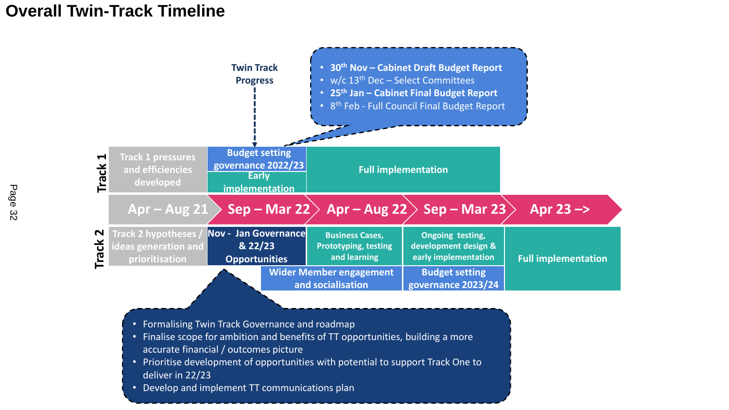# Overall Twin-Track Timeline

Twin Track Progress

- **30th Nov – Cabinet Draft Budget Report**
- w/c 13th Dec – Select Committees
- **25th Jan – Cabinet Final Budget Report**
- 8th Feb - Full Council Final Budget Report

**Track 1**

Track 1 pressures and efficiencies developed

Budget setting governance 2022/23

Early implementation

Full implementation

Apr – Aug 21

Sep – Mar 22

Apr – Aug 22

Sep – Mar 23

Apr 23 –>

**Track 2**

Track 2 hypotheses / ideas generation and prioritisation

Nov - Jan Governance & 22/23 Opportunities

Business Cases, Prototyping, testing and learning

Ongoing testing, development design & early implementation

Full implementation

Wider Member engagement and socialisation

Budget setting governance 2023/24

- Formalising Twin Track Governance and roadmap
- Finalise scope for ambition and benefits of TT opportunities, building a more accurate financial / outcomes picture
- Prioritise development of opportunities with potential to support Track One to deliver in 22/23
- Develop and implement TT communications plan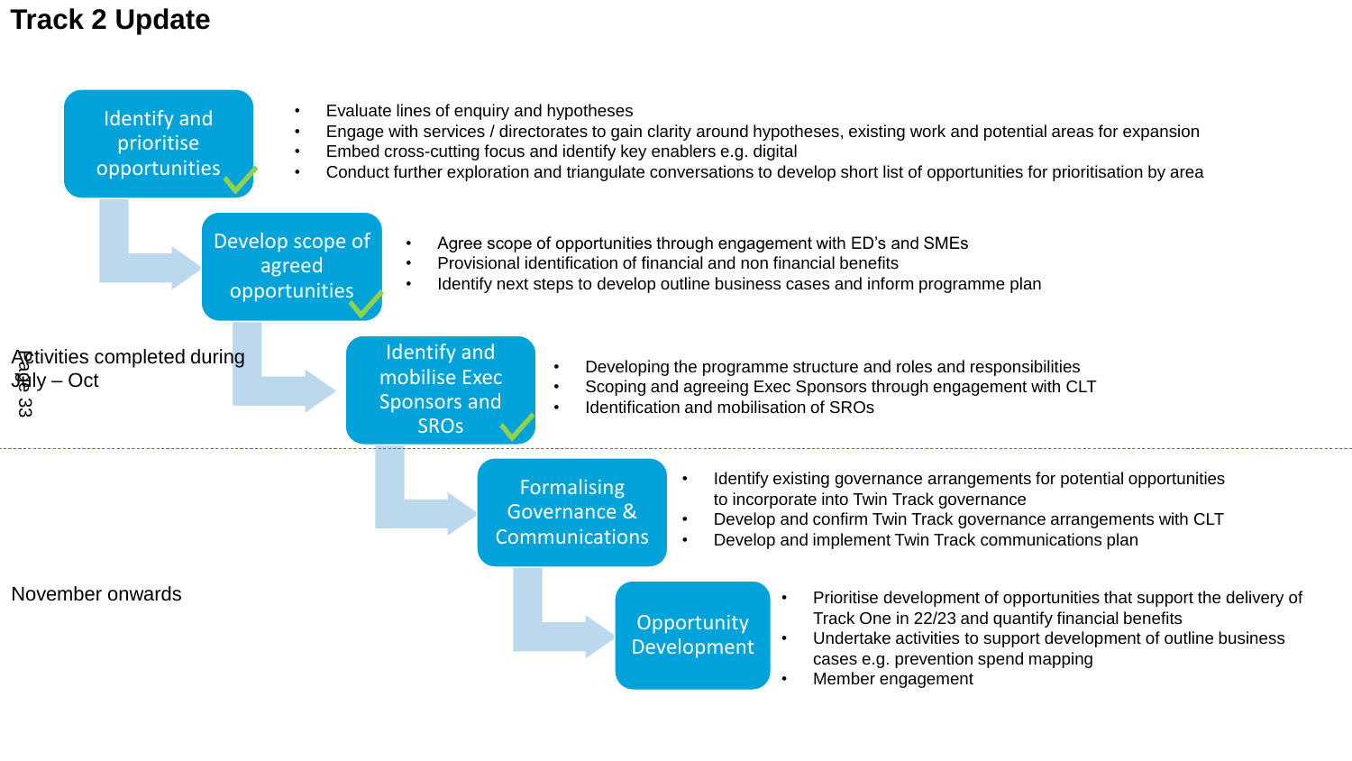# Track 2 Update

Activities completed during July – Oct

**Identify and prioritise opportunities** ✓

- Evaluate lines of enquiry and hypotheses
- Engage with services / directorates to gain clarity around hypotheses, existing work and potential areas for expansion
- Embed cross-cutting focus and identify key enablers e.g. digital
- Conduct further exploration and triangulate conversations to develop short list of opportunities for prioritisation by area

**Develop scope of agreed opportunities** ✓

- Agree scope of opportunities through engagement with ED's and SMEs
- Provisional identification of financial and non financial benefits
- Identify next steps to develop outline business cases and inform programme plan

**Identify and mobilise Exec Sponsors and SROs** ✓

- Developing the programme structure and roles and responsibilities
- Scoping and agreeing Exec Sponsors through engagement with CLT
- Identification and mobilisation of SROs

November onwards

**Formalising Governance & Communications**

- Identify existing governance arrangements for potential opportunities to incorporate into Twin Track governance
- Develop and confirm Twin Track governance arrangements with CLT
- Develop and implement Twin Track communications plan

**Opportunity Development**

- Prioritise development of opportunities that support the delivery of Track One in 22/23 and quantify financial benefits
- Undertake activities to support development of outline business cases e.g. prevention spend mapping
- Member engagement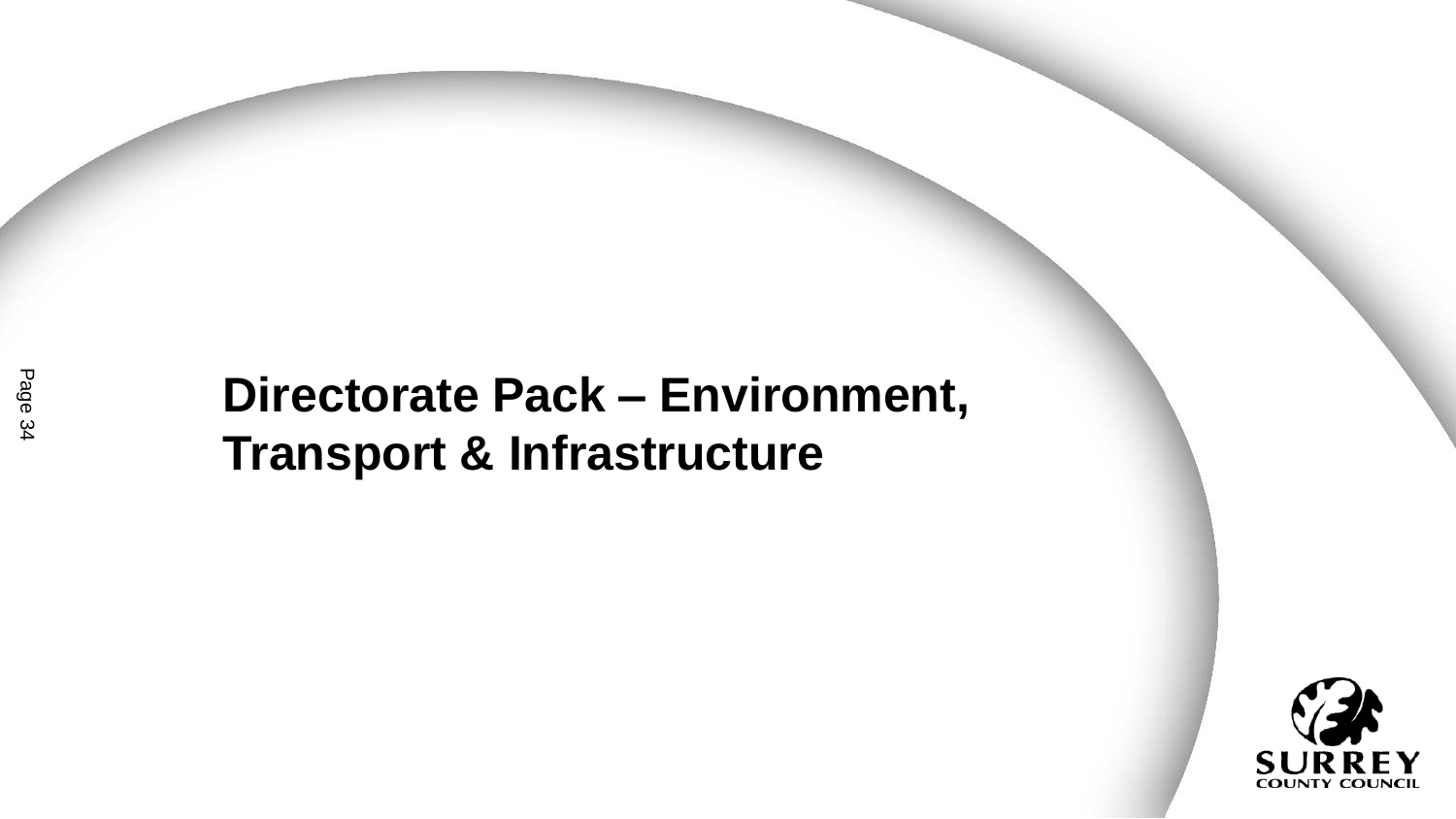# Directorate Pack – Environment, Transport & Infrastructure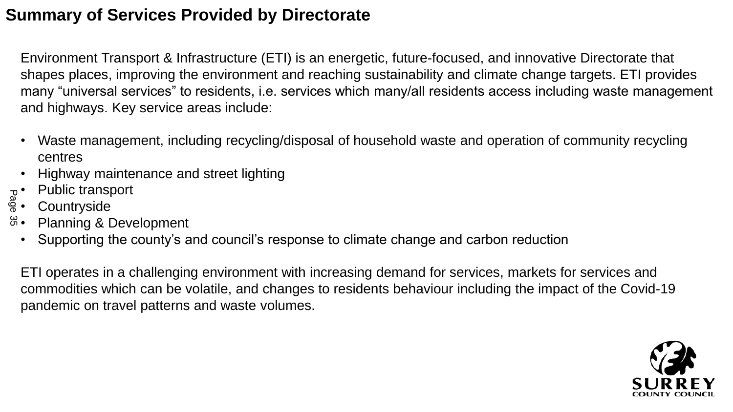# Summary of Services Provided by Directorate

Environment Transport & Infrastructure (ETI) is an energetic, future-focused, and innovative Directorate that shapes places, improving the environment and reaching sustainability and climate change targets. ETI provides many “universal services” to residents, i.e. services which many/all residents access including waste management and highways. Key service areas include:

- Waste management, including recycling/disposal of household waste and operation of community recycling centres
- Highway maintenance and street lighting
- Public transport
- Countryside
- Planning & Development
- Supporting the county’s and council’s response to climate change and carbon reduction

ETI operates in a challenging environment with increasing demand for services, markets for services and commodities which can be volatile, and changes to residents behaviour including the impact of the Covid-19 pandemic on travel patterns and waste volumes.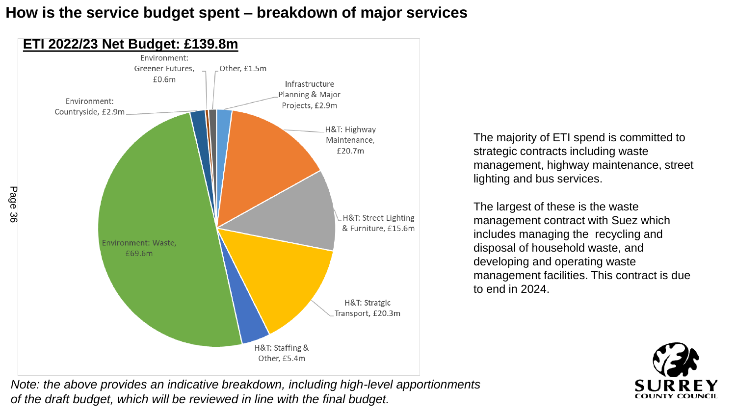# How is the service budget spent – breakdown of major services

**ETI 2022/23 Net Budget: £139.8m**

Environment: Greener Futures, £0.6m

Other, £1.5m

Infrastructure Planning & Major Projects, £2.9m

Environment: Countryside, £2.9m

H&T: Highway Maintenance, £20.7m

H&T: Street Lighting & Furniture, £15.6m

Environment: Waste, £69.6m

H&T: Stratgic Transport, £20.3m

H&T: Staffing & Other, £5.4m

The majority of ETI spend is committed to strategic contracts including waste management, highway maintenance, street lighting and bus services.

The largest of these is the waste management contract with Suez which includes managing the recycling and disposal of household waste, and developing and operating waste management facilities. This contract is due to end in 2024.

*Note: the above provides an indicative breakdown, including high-level apportionments of the draft budget, which will be reviewed in line with the final budget.*

SURREY COUNTY COUNCIL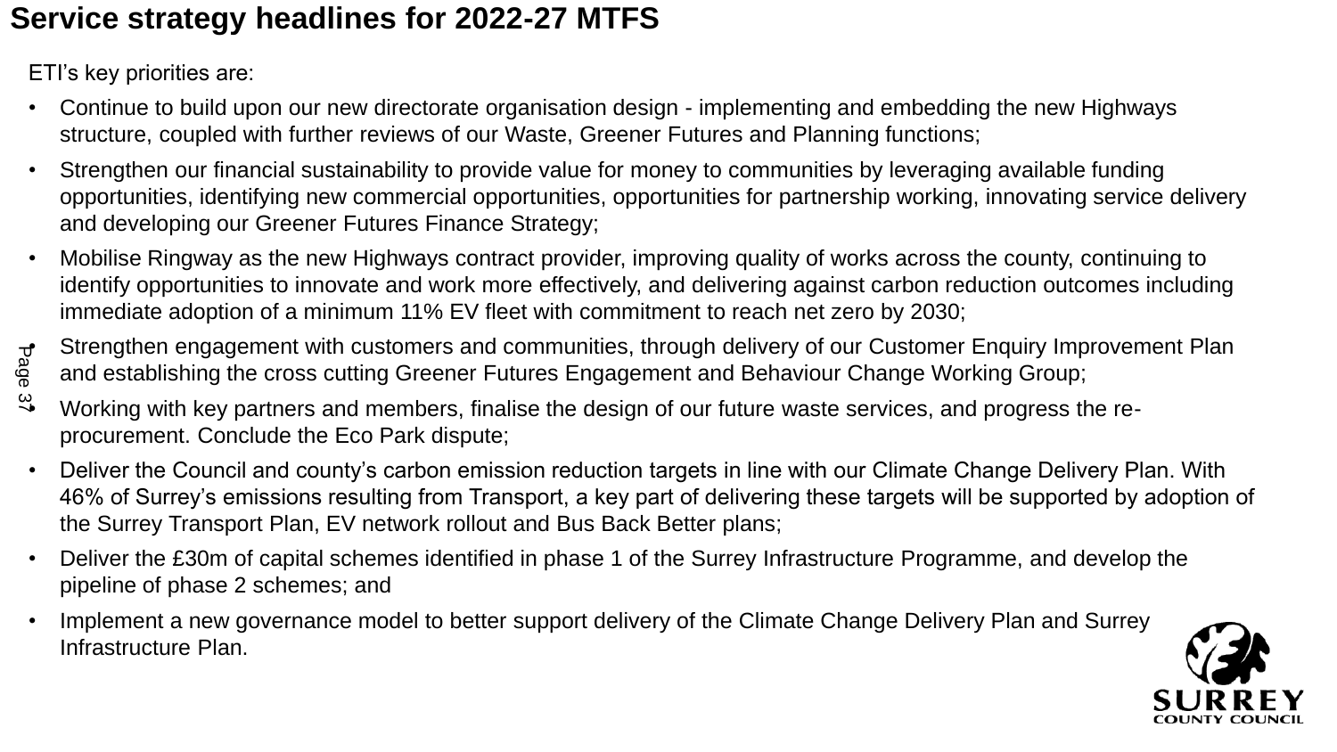# Service strategy headlines for 2022-27 MTFS

ETI's key priorities are:

- Continue to build upon our new directorate organisation design - implementing and embedding the new Highways structure, coupled with further reviews of our Waste, Greener Futures and Planning functions;
- Strengthen our financial sustainability to provide value for money to communities by leveraging available funding opportunities, identifying new commercial opportunities, opportunities for partnership working, innovating service delivery and developing our Greener Futures Finance Strategy;
- Mobilise Ringway as the new Highways contract provider, improving quality of works across the county, continuing to identify opportunities to innovate and work more effectively, and delivering against carbon reduction outcomes including immediate adoption of a minimum 11% EV fleet with commitment to reach net zero by 2030;
- Strengthen engagement with customers and communities, through delivery of our Customer Enquiry Improvement Plan and establishing the cross cutting Greener Futures Engagement and Behaviour Change Working Group;
- Working with key partners and members, finalise the design of our future waste services, and progress the re-procurement. Conclude the Eco Park dispute;
- Deliver the Council and county's carbon emission reduction targets in line with our Climate Change Delivery Plan. With 46% of Surrey's emissions resulting from Transport, a key part of delivering these targets will be supported by adoption of the Surrey Transport Plan, EV network rollout and Bus Back Better plans;
- Deliver the £30m of capital schemes identified in phase 1 of the Surrey Infrastructure Programme, and develop the pipeline of phase 2 schemes; and
- Implement a new governance model to better support delivery of the Climate Change Delivery Plan and Surrey Infrastructure Plan.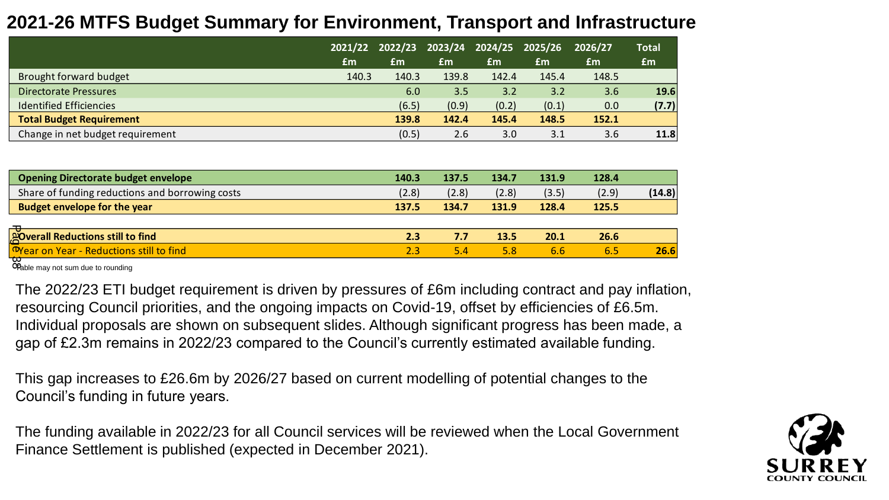# 2021-26 MTFS Budget Summary for Environment, Transport and Infrastructure

| | 2021/22 £m | 2022/23 £m | 2023/24 £m | 2024/25 £m | 2025/26 £m | 2026/27 £m | Total £m |
|---|---|---|---|---|---|---|---|
| Brought forward budget | 140.3 | 140.3 | 139.8 | 142.4 | 145.4 | 148.5 | |
| Directorate Pressures | | 6.0 | 3.5 | 3.2 | 3.2 | 3.6 | **19.6** |
| Identified Efficiencies | | (6.5) | (0.9) | (0.2) | (0.1) | 0.0 | **(7.7)** |
| **Total Budget Requirement** | | **139.8** | **142.4** | **145.4** | **148.5** | **152.1** | |
| Change in net budget requirement | | (0.5) | 2.6 | 3.0 | 3.1 | 3.6 | **11.8** |

| | 2022/23 £m | 2023/24 £m | 2024/25 £m | 2025/26 £m | 2026/27 £m | Total £m |
|---|---|---|---|---|---|---|
| **Opening Directorate budget envelope** | **140.3** | **137.5** | **134.7** | **131.9** | **128.4** | |
| Share of funding reductions and borrowing costs | (2.8) | (2.8) | (2.8) | (3.5) | (2.9) | **(14.8)** |
| **Budget envelope for the year** | **137.5** | **134.7** | **131.9** | **128.4** | **125.5** | |

| | 2022/23 £m | 2023/24 £m | 2024/25 £m | 2025/26 £m | 2026/27 £m | Total £m |
|---|---|---|---|---|---|---|
| **Overall Reductions still to find** | **2.3** | **7.7** | **13.5** | **20.1** | **26.6** | |
| Year on Year - Reductions still to find | 2.3 | 5.4 | 5.8 | 6.6 | 6.5 | **26.6** |

Table may not sum due to rounding

The 2022/23 ETI budget requirement is driven by pressures of £6m including contract and pay inflation, resourcing Council priorities, and the ongoing impacts on Covid-19, offset by efficiencies of £6.5m. Individual proposals are shown on subsequent slides. Although significant progress has been made, a gap of £2.3m remains in 2022/23 compared to the Council's currently estimated available funding.

This gap increases to £26.6m by 2026/27 based on current modelling of potential changes to the Council's funding in future years.

The funding available in 2022/23 for all Council services will be reviewed when the Local Government Finance Settlement is published (expected in December 2021).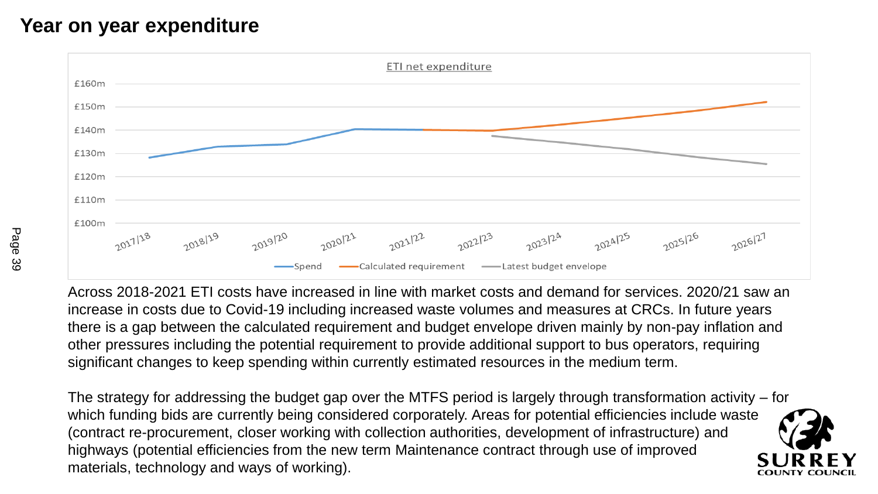# Year on year expenditure

ETI net expenditure

£160m
£150m
£140m
£130m
£120m
£110m
£100m

2017/18
2018/19
2019/20
2020/21
2021/22
2022/23
2023/24
2024/25
2025/26
2026/27

Spend
Calculated requirement
Latest budget envelope

Across 2018-2021 ETI costs have increased in line with market costs and demand for services. 2020/21 saw an increase in costs due to Covid-19 including increased waste volumes and measures at CRCs. In future years there is a gap between the calculated requirement and budget envelope driven mainly by non-pay inflation and other pressures including the potential requirement to provide additional support to bus operators, requiring significant changes to keep spending within currently estimated resources in the medium term.

The strategy for addressing the budget gap over the MTFS period is largely through transformation activity – for which funding bids are currently being considered corporately. Areas for potential efficiencies include waste (contract re-procurement, closer working with collection authorities, development of infrastructure) and highways (potential efficiencies from the new term Maintenance contract through use of improved materials, technology and ways of working).

SURREY
COUNTY COUNCIL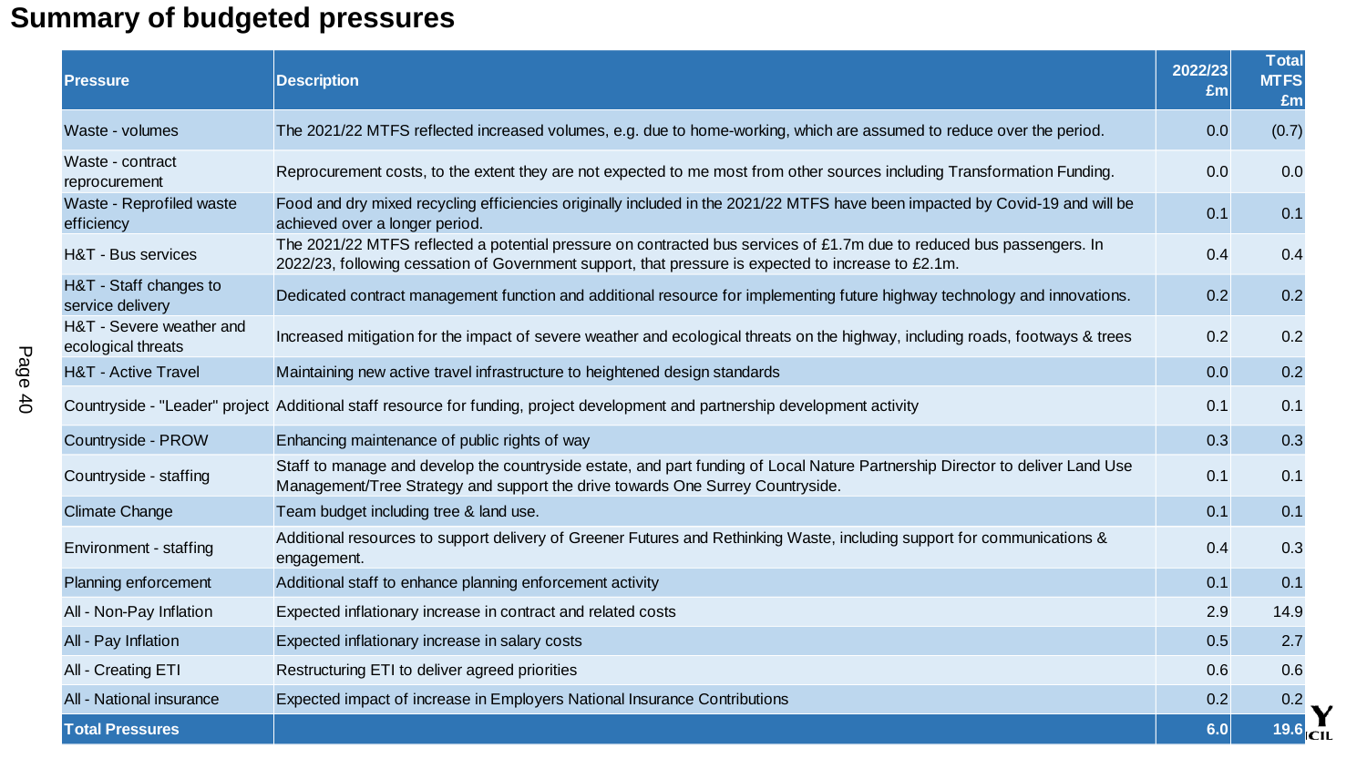# Summary of budgeted pressures

| Pressure | Description | 2022/23 £m | Total MTFS £m |
|---|---|---|---|
| Waste - volumes | The 2021/22 MTFS reflected increased volumes, e.g. due to home-working, which are assumed to reduce over the period. | 0.0 | (0.7) |
| Waste - contract reprocurement | Reprocurement costs, to the extent they are not expected to me most from other sources including Transformation Funding. | 0.0 | 0.0 |
| Waste - Reprofiled waste efficiency | Food and dry mixed recycling efficiencies originally included in the 2021/22 MTFS have been impacted by Covid-19 and will be achieved over a longer period. | 0.1 | 0.1 |
| H&T - Bus services | The 2021/22 MTFS reflected a potential pressure on contracted bus services of £1.7m due to reduced bus passengers. In 2022/23, following cessation of Government support, that pressure is expected to increase to £2.1m. | 0.4 | 0.4 |
| H&T - Staff changes to service delivery | Dedicated contract management function and additional resource for implementing future highway technology and innovations. | 0.2 | 0.2 |
| H&T - Severe weather and ecological threats | Increased mitigation for the impact of severe weather and ecological threats on the highway, including roads, footways & trees | 0.2 | 0.2 |
| H&T - Active Travel | Maintaining new active travel infrastructure to heightened design standards | 0.0 | 0.2 |
| Countryside - "Leader" project | Additional staff resource for funding, project development and partnership development activity | 0.1 | 0.1 |
| Countryside - PROW | Enhancing maintenance of public rights of way | 0.3 | 0.3 |
| Countryside - staffing | Staff to manage and develop the countryside estate, and part funding of Local Nature Partnership Director to deliver Land Use Management/Tree Strategy and support the drive towards One Surrey Countryside. | 0.1 | 0.1 |
| Climate Change | Team budget including tree & land use. | 0.1 | 0.1 |
| Environment - staffing | Additional resources to support delivery of Greener Futures and Rethinking Waste, including support for communications & engagement. | 0.4 | 0.3 |
| Planning enforcement | Additional staff to enhance planning enforcement activity | 0.1 | 0.1 |
| All - Non-Pay Inflation | Expected inflationary increase in contract and related costs | 2.9 | 14.9 |
| All - Pay Inflation | Expected inflationary increase in salary costs | 0.5 | 2.7 |
| All - Creating ETI | Restructuring ETI to deliver agreed priorities | 0.6 | 0.6 |
| All - National insurance | Expected impact of increase in Employers National Insurance Contributions | 0.2 | 0.2 |
| **Total Pressures** | | **6.0** | **19.6** |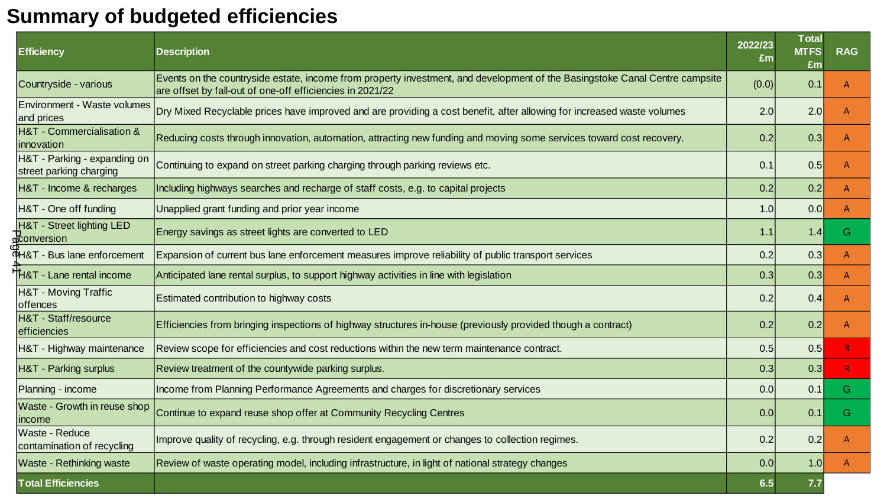# Summary of budgeted efficiencies

| Efficiency | Description | 2022/23 £m | Total MTFS £m | RAG |
|---|---|---|---|---|
| Countryside - various | Events on the countryside estate, income from property investment, and development of the Basingstoke Canal Centre campsite are offset by fall-out of one-off efficiencies in 2021/22 | (0.0) | 0.1 | A |
| Environment - Waste volumes and prices | Dry Mixed Recyclable prices have improved and are providing a cost benefit, after allowing for increased waste volumes | 2.0 | 2.0 | A |
| H&T - Commercialisation & innovation | Reducing costs through innovation, automation, attracting new funding and moving some services toward cost recovery. | 0.2 | 0.3 | A |
| H&T - Parking - expanding on street parking charging | Continuing to expand on street parking charging through parking reviews etc. | 0.1 | 0.5 | A |
| H&T - Income & recharges | Including highways searches and recharge of staff costs, e.g. to capital projects | 0.2 | 0.2 | A |
| H&T - One off funding | Unapplied grant funding and prior year income | 1.0 | 0.0 | A |
| H&T - Street lighting LED conversion | Energy savings as street lights are converted to LED | 1.1 | 1.4 | G |
| H&T - Bus lane enforcement | Expansion of current bus lane enforcement measures improve reliability of public transport services | 0.2 | 0.3 | A |
| H&T - Lane rental income | Anticipated lane rental surplus, to support highway activities in line with legislation | 0.3 | 0.3 | A |
| H&T - Moving Traffic offences | Estimated contribution to highway costs | 0.2 | 0.4 | A |
| H&T - Staff/resource efficiencies | Efficiencies from bringing inspections of highway structures in-house (previously provided though a contract) | 0.2 | 0.2 | A |
| H&T - Highway maintenance | Review scope for efficiencies and cost reductions within the new term maintenance contract. | 0.5 | 0.5 | R |
| H&T - Parking surplus | Review treatment of the countywide parking surplus. | 0.3 | 0.3 | R |
| Planning - income | Income from Planning Performance Agreements and charges for discretionary services | 0.0 | 0.1 | G |
| Waste - Growth in reuse shop income | Continue to expand reuse shop offer at Community Recycling Centres | 0.0 | 0.1 | G |
| Waste - Reduce contamination of recycling | Improve quality of recycling, e.g. through resident engagement or changes to collection regimes. | 0.2 | 0.2 | A |
| Waste - Rethinking waste | Review of waste operating model, including infrastructure, in light of national strategy changes | 0.0 | 1.0 | A |
| **Total Efficiencies** | | **6.5** | **7.7** | |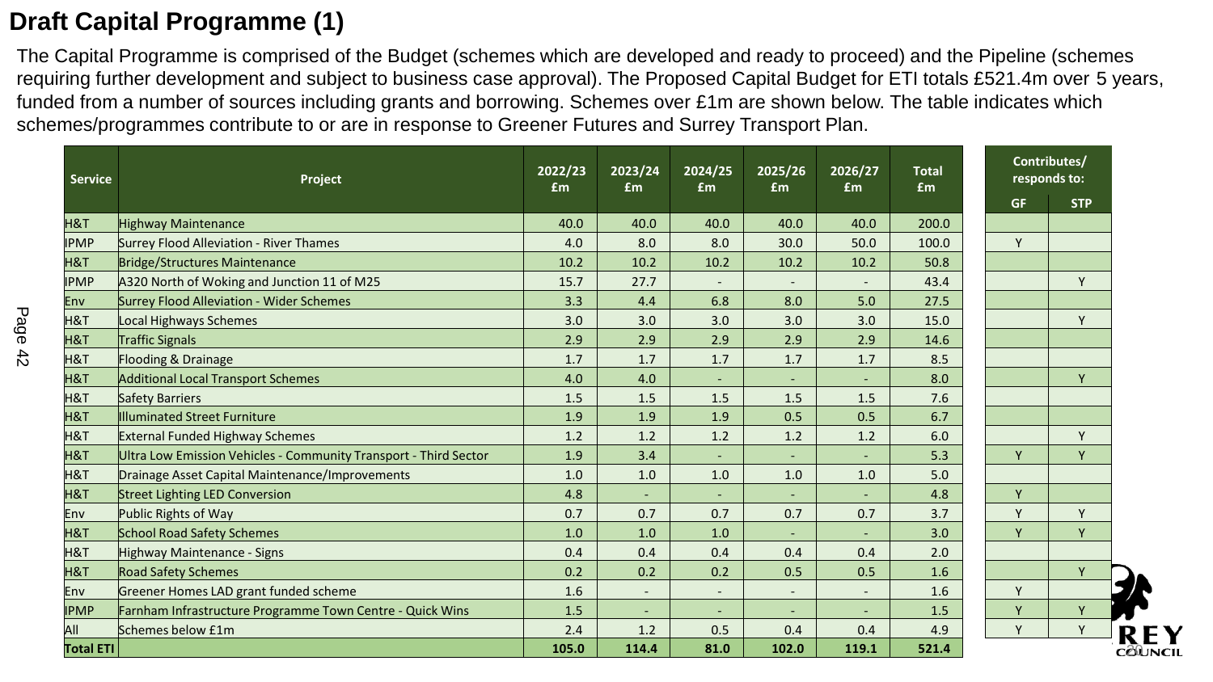# Draft Capital Programme (1)

The Capital Programme is comprised of the Budget (schemes which are developed and ready to proceed) and the Pipeline (schemes requiring further development and subject to business case approval). The Proposed Capital Budget for ETI totals £521.4m over 5 years, funded from a number of sources including grants and borrowing. Schemes over £1m are shown below. The table indicates which schemes/programmes contribute to or are in response to Greener Futures and Surrey Transport Plan.

| Service | Project | 2022/23 £m | 2023/24 £m | 2024/25 £m | 2025/26 £m | 2026/27 £m | Total £m | Contributes/ responds to: | |
|---|---|---|---|---|---|---|---|---|---|
| | | | | | | | | GF | STP |
| H&T | Highway Maintenance | 40.0 | 40.0 | 40.0 | 40.0 | 40.0 | 200.0 | | |
| IPMP | Surrey Flood Alleviation - River Thames | 4.0 | 8.0 | 8.0 | 30.0 | 50.0 | 100.0 | Y | |
| H&T | Bridge/Structures Maintenance | 10.2 | 10.2 | 10.2 | 10.2 | 10.2 | 50.8 | | |
| IPMP | A320 North of Woking and Junction 11 of M25 | 15.7 | 27.7 | - | - | - | 43.4 | | Y |
| Env | Surrey Flood Alleviation - Wider Schemes | 3.3 | 4.4 | 6.8 | 8.0 | 5.0 | 27.5 | | |
| H&T | Local Highways Schemes | 3.0 | 3.0 | 3.0 | 3.0 | 3.0 | 15.0 | | Y |
| H&T | Traffic Signals | 2.9 | 2.9 | 2.9 | 2.9 | 2.9 | 14.6 | | |
| H&T | Flooding & Drainage | 1.7 | 1.7 | 1.7 | 1.7 | 1.7 | 8.5 | | |
| H&T | Additional Local Transport Schemes | 4.0 | 4.0 | - | - | - | 8.0 | | Y |
| H&T | Safety Barriers | 1.5 | 1.5 | 1.5 | 1.5 | 1.5 | 7.6 | | |
| H&T | Illuminated Street Furniture | 1.9 | 1.9 | 1.9 | 0.5 | 0.5 | 6.7 | | |
| H&T | External Funded Highway Schemes | 1.2 | 1.2 | 1.2 | 1.2 | 1.2 | 6.0 | | Y |
| H&T | Ultra Low Emission Vehicles - Community Transport - Third Sector | 1.9 | 3.4 | - | - | - | 5.3 | Y | Y |
| H&T | Drainage Asset Capital Maintenance/Improvements | 1.0 | 1.0 | 1.0 | 1.0 | 1.0 | 5.0 | | |
| H&T | Street Lighting LED Conversion | 4.8 | - | - | - | - | 4.8 | Y | |
| Env | Public Rights of Way | 0.7 | 0.7 | 0.7 | 0.7 | 0.7 | 3.7 | Y | Y |
| H&T | School Road Safety Schemes | 1.0 | 1.0 | 1.0 | - | - | 3.0 | Y | Y |
| H&T | Highway Maintenance - Signs | 0.4 | 0.4 | 0.4 | 0.4 | 0.4 | 2.0 | | |
| H&T | Road Safety Schemes | 0.2 | 0.2 | 0.2 | 0.5 | 0.5 | 1.6 | | Y |
| Env | Greener Homes LAD grant funded scheme | 1.6 | - | - | - | - | 1.6 | Y | |
| IPMP | Farnham Infrastructure Programme Town Centre - Quick Wins | 1.5 | - | - | - | - | 1.5 | Y | Y |
| All | Schemes below £1m | 2.4 | 1.2 | 0.5 | 0.4 | 0.4 | 4.9 | Y | Y |
| **Total ETI** | | **105.0** | **114.4** | **81.0** | **102.0** | **119.1** | **521.4** | | |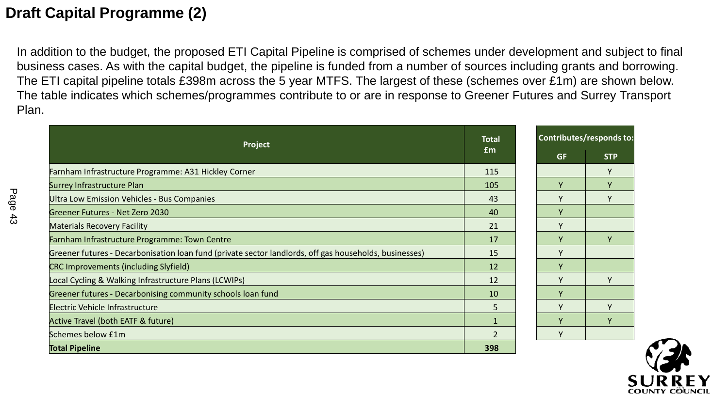# Draft Capital Programme (2)

In addition to the budget, the proposed ETI Capital Pipeline is comprised of schemes under development and subject to final business cases. As with the capital budget, the pipeline is funded from a number of sources including grants and borrowing. The ETI capital pipeline totals £398m across the 5 year MTFS. The largest of these (schemes over £1m) are shown below. The table indicates which schemes/programmes contribute to or are in response to Greener Futures and Surrey Transport Plan.

| Project | Total £m | Contributes/responds to: | |
|---|---|---|---|
| | | GF | STP |
| Farnham Infrastructure Programme: A31 Hickley Corner | 115 | | Y |
| Surrey Infrastructure Plan | 105 | Y | Y |
| Ultra Low Emission Vehicles - Bus Companies | 43 | Y | Y |
| Greener Futures - Net Zero 2030 | 40 | Y | |
| Materials Recovery Facility | 21 | Y | |
| Farnham Infrastructure Programme: Town Centre | 17 | Y | Y |
| Greener futures - Decarbonisation loan fund (private sector landlords, off gas households, businesses) | 15 | Y | |
| CRC Improvements (including Slyfield) | 12 | Y | |
| Local Cycling & Walking Infrastructure Plans (LCWIPs) | 12 | Y | Y |
| Greener futures - Decarbonising community schools loan fund | 10 | Y | |
| Electric Vehicle Infrastructure | 5 | Y | Y |
| Active Travel (both EATF & future) | 1 | Y | Y |
| Schemes below £1m | 2 | Y | |
| **Total Pipeline** | **398** | | |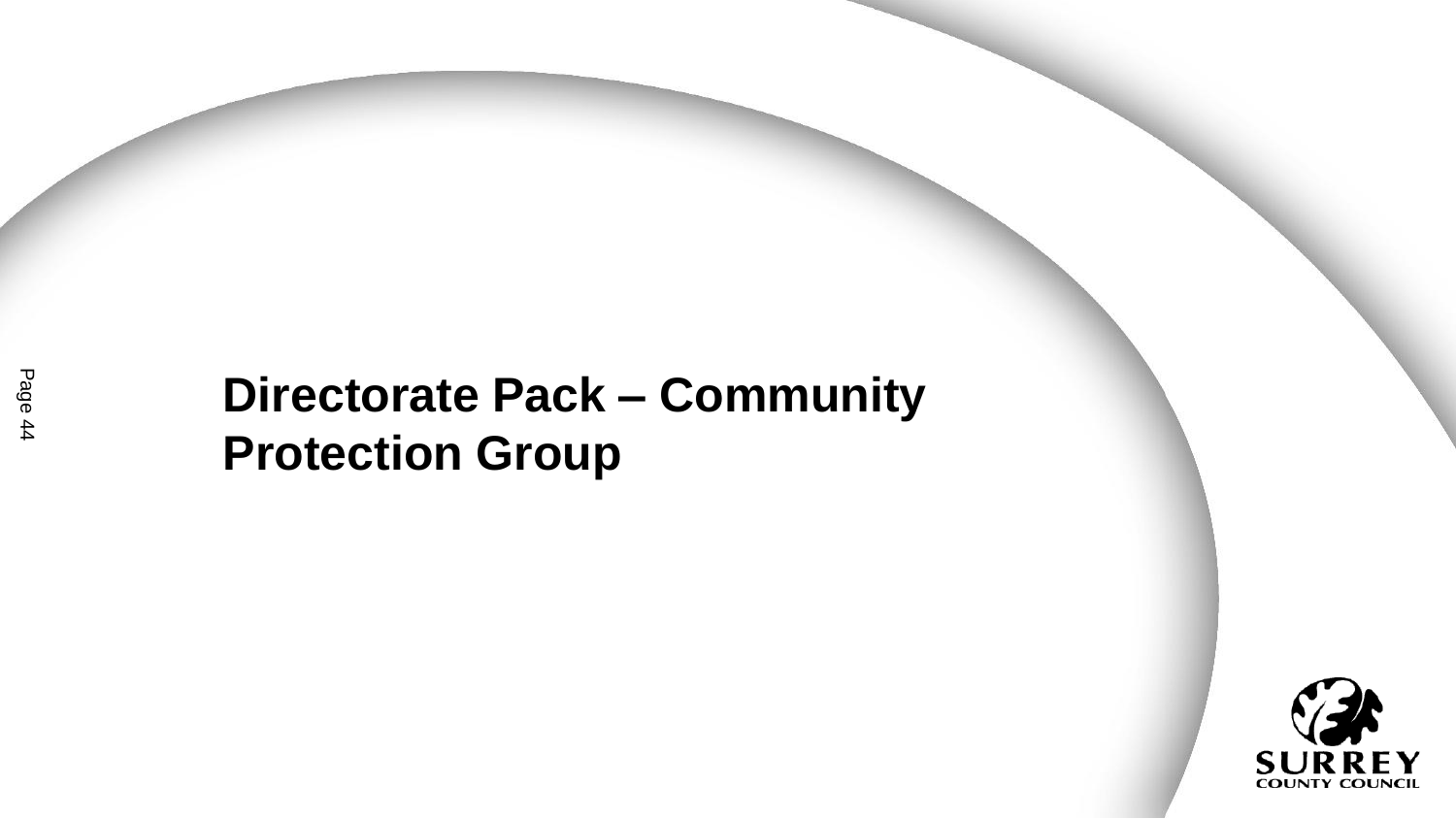# Directorate Pack – Community Protection Group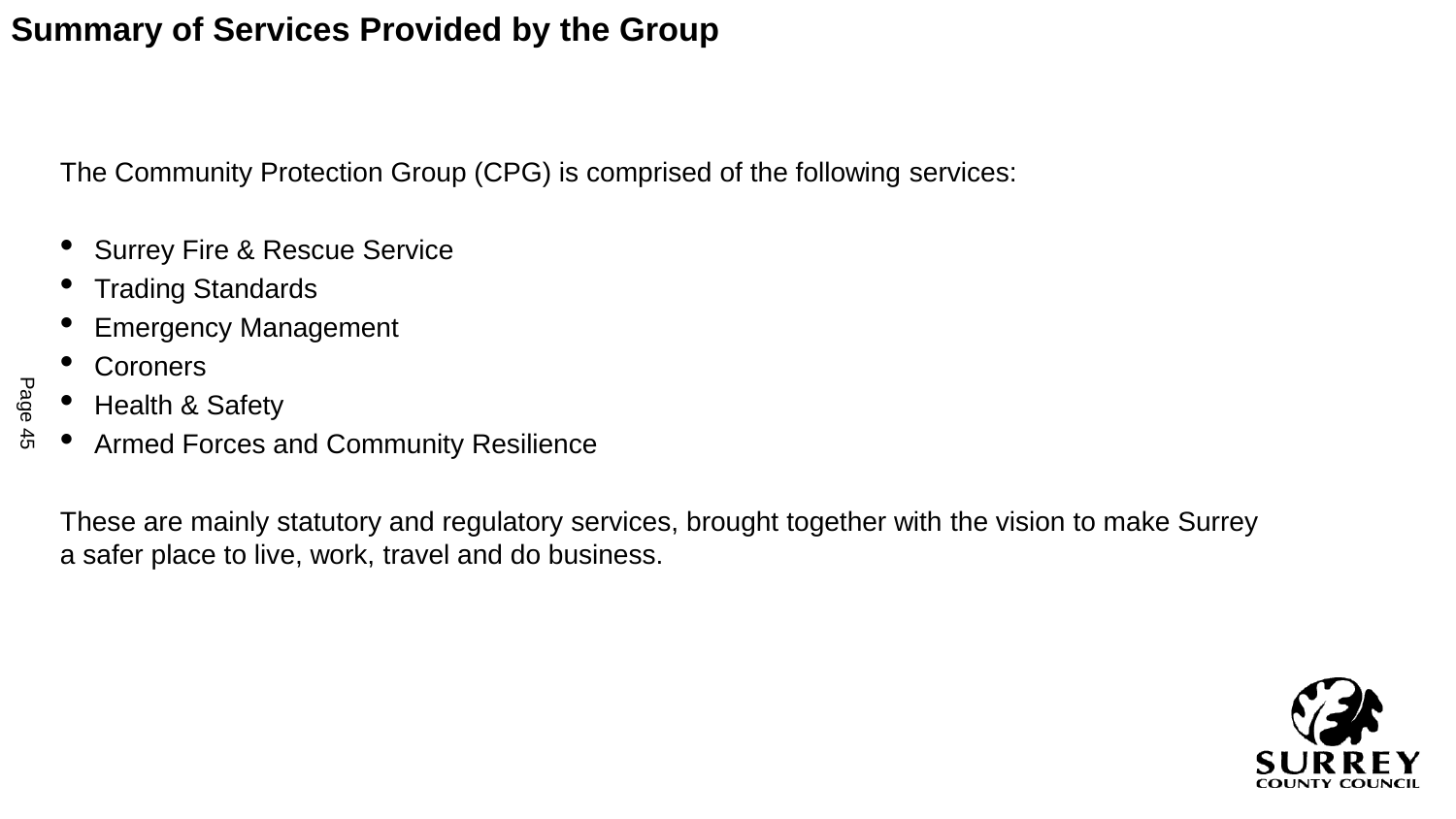# Summary of Services Provided by the Group

The Community Protection Group (CPG) is comprised of the following services:

- Surrey Fire & Rescue Service
- Trading Standards
- Emergency Management
- Coroners
- Health & Safety
- Armed Forces and Community Resilience

These are mainly statutory and regulatory services, brought together with the vision to make Surrey a safer place to live, work, travel and do business.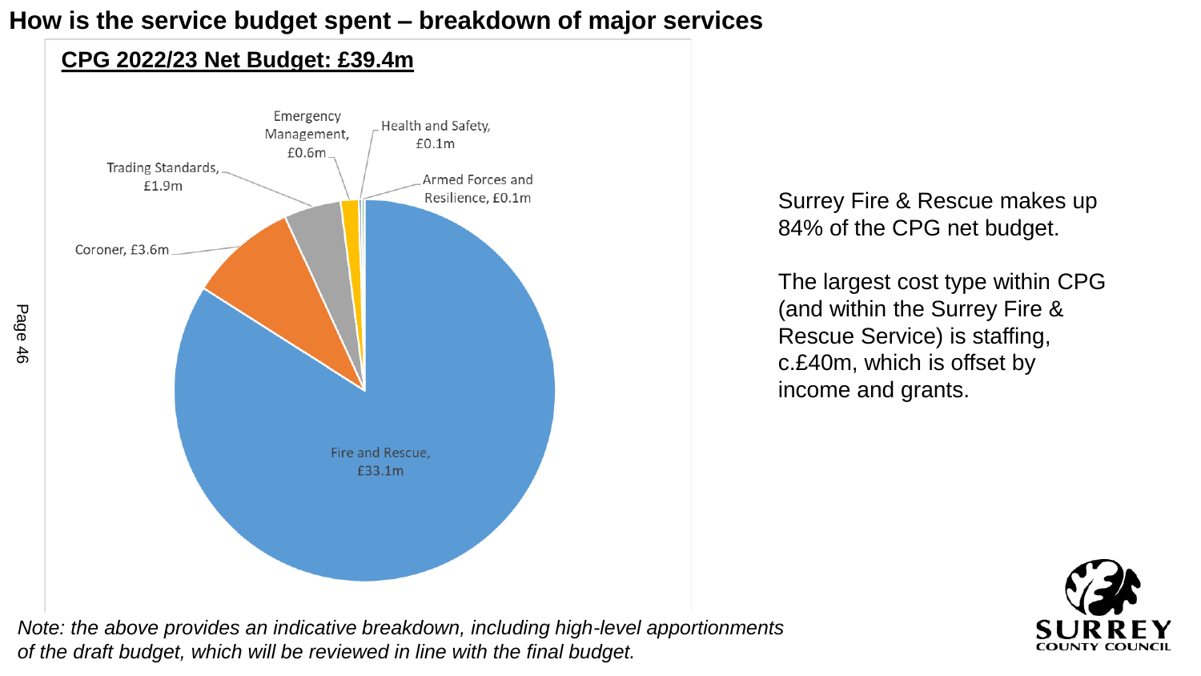# How is the service budget spent – breakdown of major services

## CPG 2022/23 Net Budget: £39.4m

Emergency Management, £0.6m

Health and Safety, £0.1m

Trading Standards, £1.9m

Armed Forces and Resilience, £0.1m

Coroner, £3.6m

Fire and Rescue, £33.1m

Surrey Fire & Rescue makes up 84% of the CPG net budget.

The largest cost type within CPG (and within the Surrey Fire & Rescue Service) is staffing, c.£40m, which is offset by income and grants.

*Note: the above provides an indicative breakdown, including high-level apportionments of the draft budget, which will be reviewed in line with the final budget.*

SURREY COUNTY COUNCIL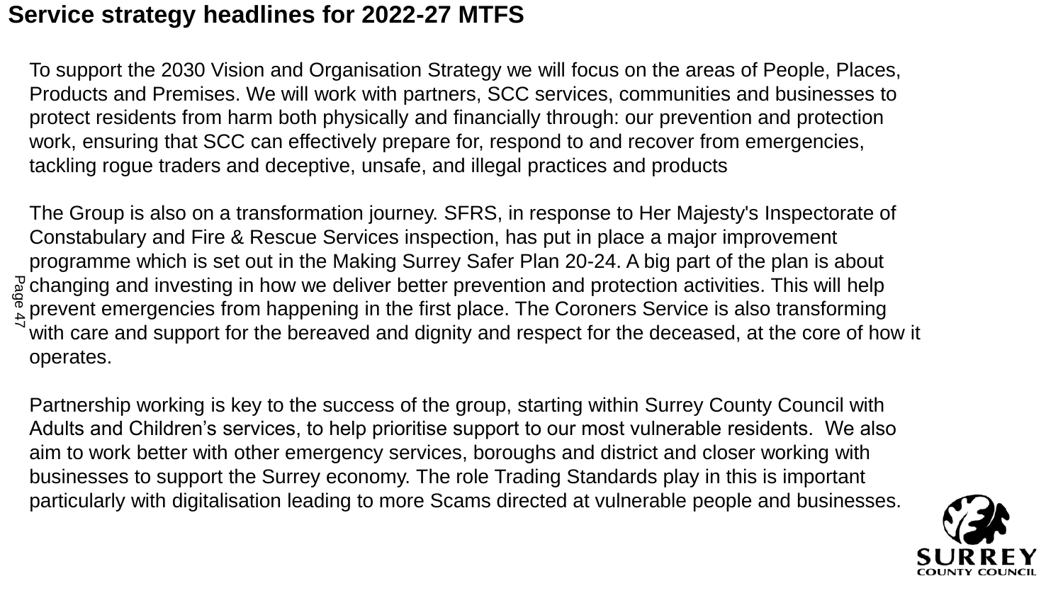# Service strategy headlines for 2022-27 MTFS

To support the 2030 Vision and Organisation Strategy we will focus on the areas of People, Places, Products and Premises. We will work with partners, SCC services, communities and businesses to protect residents from harm both physically and financially through: our prevention and protection work, ensuring that SCC can effectively prepare for, respond to and recover from emergencies, tackling rogue traders and deceptive, unsafe, and illegal practices and products

The Group is also on a transformation journey. SFRS, in response to Her Majesty's Inspectorate of Constabulary and Fire & Rescue Services inspection, has put in place a major improvement programme which is set out in the Making Surrey Safer Plan 20-24. A big part of the plan is about changing and investing in how we deliver better prevention and protection activities. This will help prevent emergencies from happening in the first place. The Coroners Service is also transforming with care and support for the bereaved and dignity and respect for the deceased, at the core of how it operates.

Partnership working is key to the success of the group, starting within Surrey County Council with Adults and Children's services, to help prioritise support to our most vulnerable residents. We also aim to work better with other emergency services, boroughs and district and closer working with businesses to support the Surrey economy. The role Trading Standards play in this is important particularly with digitalisation leading to more Scams directed at vulnerable people and businesses.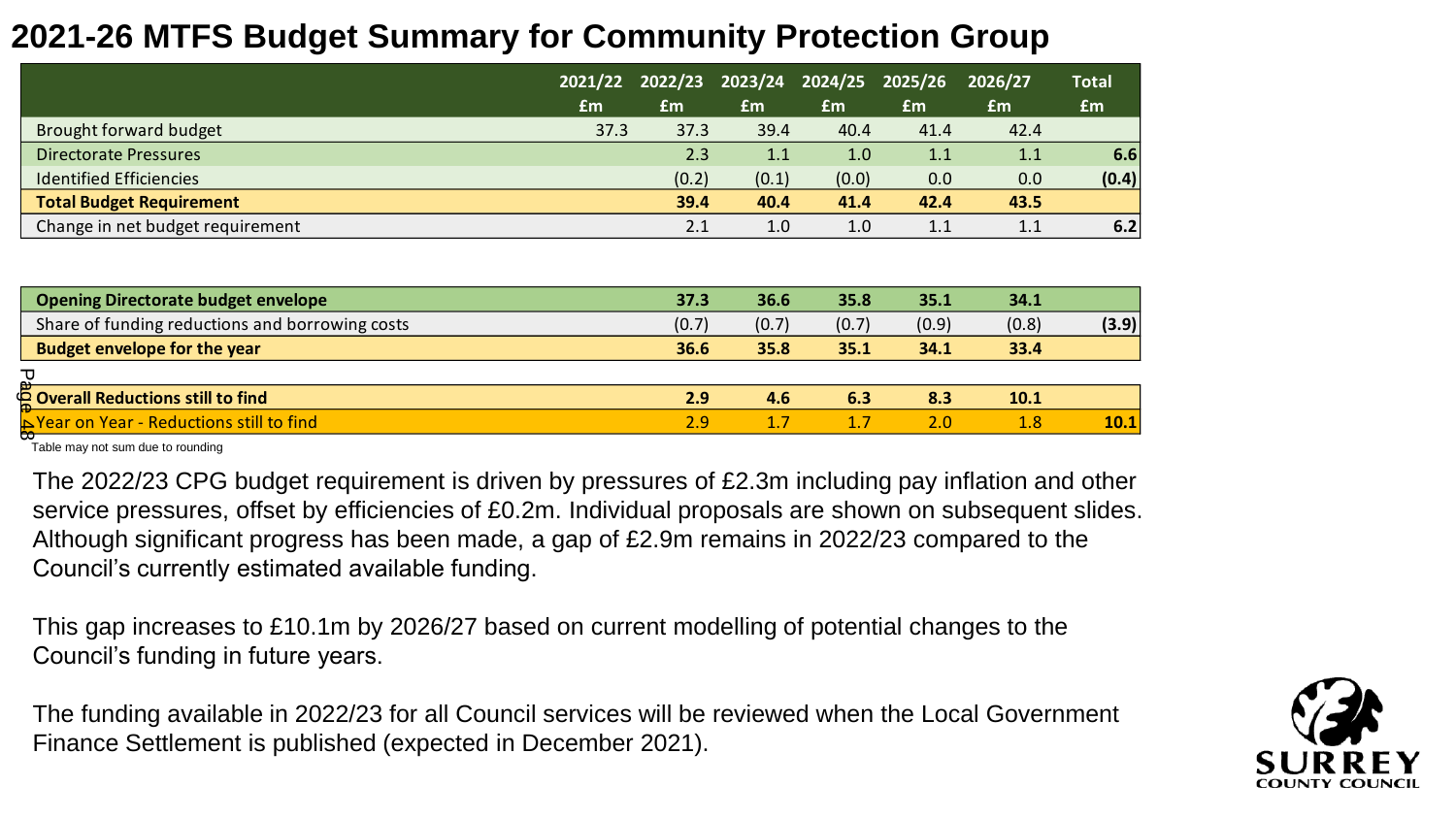# 2021-26 MTFS Budget Summary for Community Protection Group

| | 2021/22 £m | 2022/23 £m | 2023/24 £m | 2024/25 £m | 2025/26 £m | 2026/27 £m | Total £m |
|---|---|---|---|---|---|---|---|
| Brought forward budget | 37.3 | 37.3 | 39.4 | 40.4 | 41.4 | 42.4 | |
| Directorate Pressures | | 2.3 | 1.1 | 1.0 | 1.1 | 1.1 | **6.6** |
| Identified Efficiencies | | (0.2) | (0.1) | (0.0) | 0.0 | 0.0 | **(0.4)** |
| **Total Budget Requirement** | | **39.4** | **40.4** | **41.4** | **42.4** | **43.5** | |
| Change in net budget requirement | | 2.1 | 1.0 | 1.0 | 1.1 | 1.1 | **6.2** |
| | | | | | | | |
| **Opening Directorate budget envelope** | | **37.3** | **36.6** | **35.8** | **35.1** | **34.1** | |
| Share of funding reductions and borrowing costs | | (0.7) | (0.7) | (0.7) | (0.9) | (0.8) | **(3.9)** |
| **Budget envelope for the year** | | **36.6** | **35.8** | **35.1** | **34.1** | **33.4** | |
| | | | | | | | |
| **Overall Reductions still to find** | | **2.9** | **4.6** | **6.3** | **8.3** | **10.1** | |
| Year on Year - Reductions still to find | | 2.9 | 1.7 | 1.7 | 2.0 | 1.8 | **10.1** |

Table may not sum due to rounding

The 2022/23 CPG budget requirement is driven by pressures of £2.3m including pay inflation and other service pressures, offset by efficiencies of £0.2m. Individual proposals are shown on subsequent slides. Although significant progress has been made, a gap of £2.9m remains in 2022/23 compared to the Council's currently estimated available funding.

This gap increases to £10.1m by 2026/27 based on current modelling of potential changes to the Council's funding in future years.

The funding available in 2022/23 for all Council services will be reviewed when the Local Government Finance Settlement is published (expected in December 2021).

SURREY COUNTY COUNCIL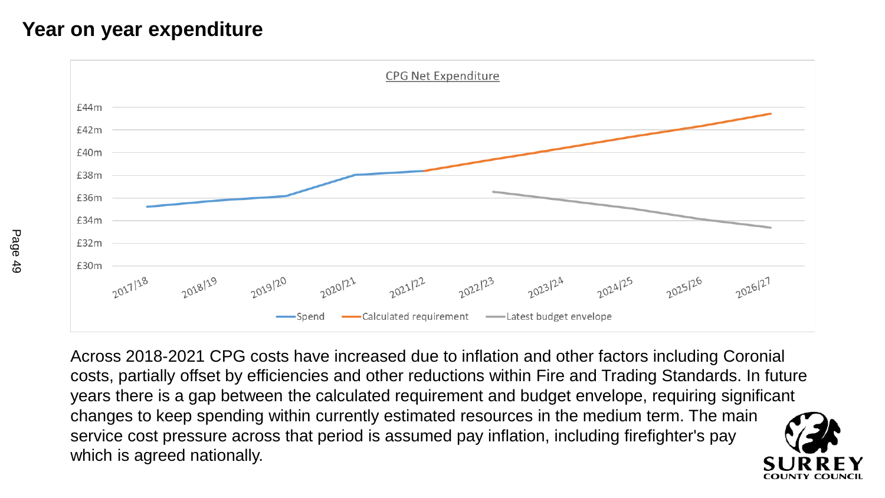# Year on year expenditure

CPG Net Expenditure

£44m
£42m
£40m
£38m
£36m
£34m
£32m
£30m

2017/18
2018/19
2019/20
2020/21
2021/22
2022/23
2023/24
2024/25
2025/26
2026/27

Spend
Calculated requirement
Latest budget envelope

Across 2018-2021 CPG costs have increased due to inflation and other factors including Coronial costs, partially offset by efficiencies and other reductions within Fire and Trading Standards. In future years there is a gap between the calculated requirement and budget envelope, requiring significant changes to keep spending within currently estimated resources in the medium term. The main service cost pressure across that period is assumed pay inflation, including firefighter's pay which is agreed nationally.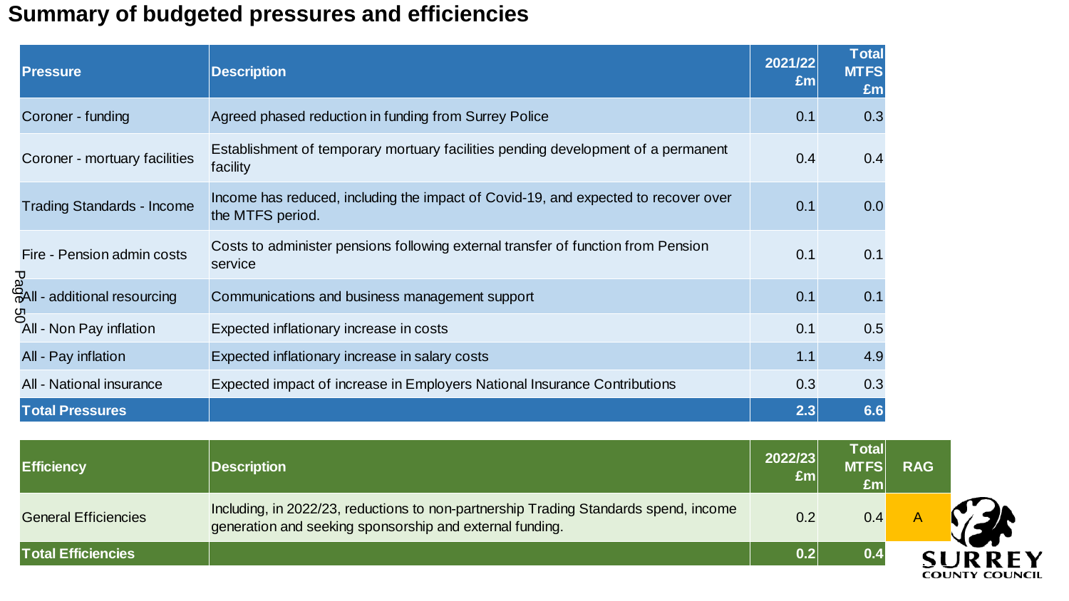# Summary of budgeted pressures and efficiencies

| Pressure | Description | 2021/22 £m | Total MTFS £m |
|---|---|---|---|
| Coroner - funding | Agreed phased reduction in funding from Surrey Police | 0.1 | 0.3 |
| Coroner - mortuary facilities | Establishment of temporary mortuary facilities pending development of a permanent facility | 0.4 | 0.4 |
| Trading Standards - Income | Income has reduced, including the impact of Covid-19, and expected to recover over the MTFS period. | 0.1 | 0.0 |
| Fire - Pension admin costs | Costs to administer pensions following external transfer of function from Pension service | 0.1 | 0.1 |
| All - additional resourcing | Communications and business management support | 0.1 | 0.1 |
| All - Non Pay inflation | Expected inflationary increase in costs | 0.1 | 0.5 |
| All - Pay inflation | Expected inflationary increase in salary costs | 1.1 | 4.9 |
| All - National insurance | Expected impact of increase in Employers National Insurance Contributions | 0.3 | 0.3 |
| **Total Pressures** | | **2.3** | **6.6** |

| Efficiency | Description | 2022/23 £m | Total MTFS £m | RAG |
|---|---|---|---|---|
| General Efficiencies | Including, in 2022/23, reductions to non-partnership Trading Standards spend, income generation and seeking sponsorship and external funding. | 0.2 | 0.4 | A |
| **Total Efficiencies** | | **0.2** | **0.4** | |

SURREY COUNTY COUNCIL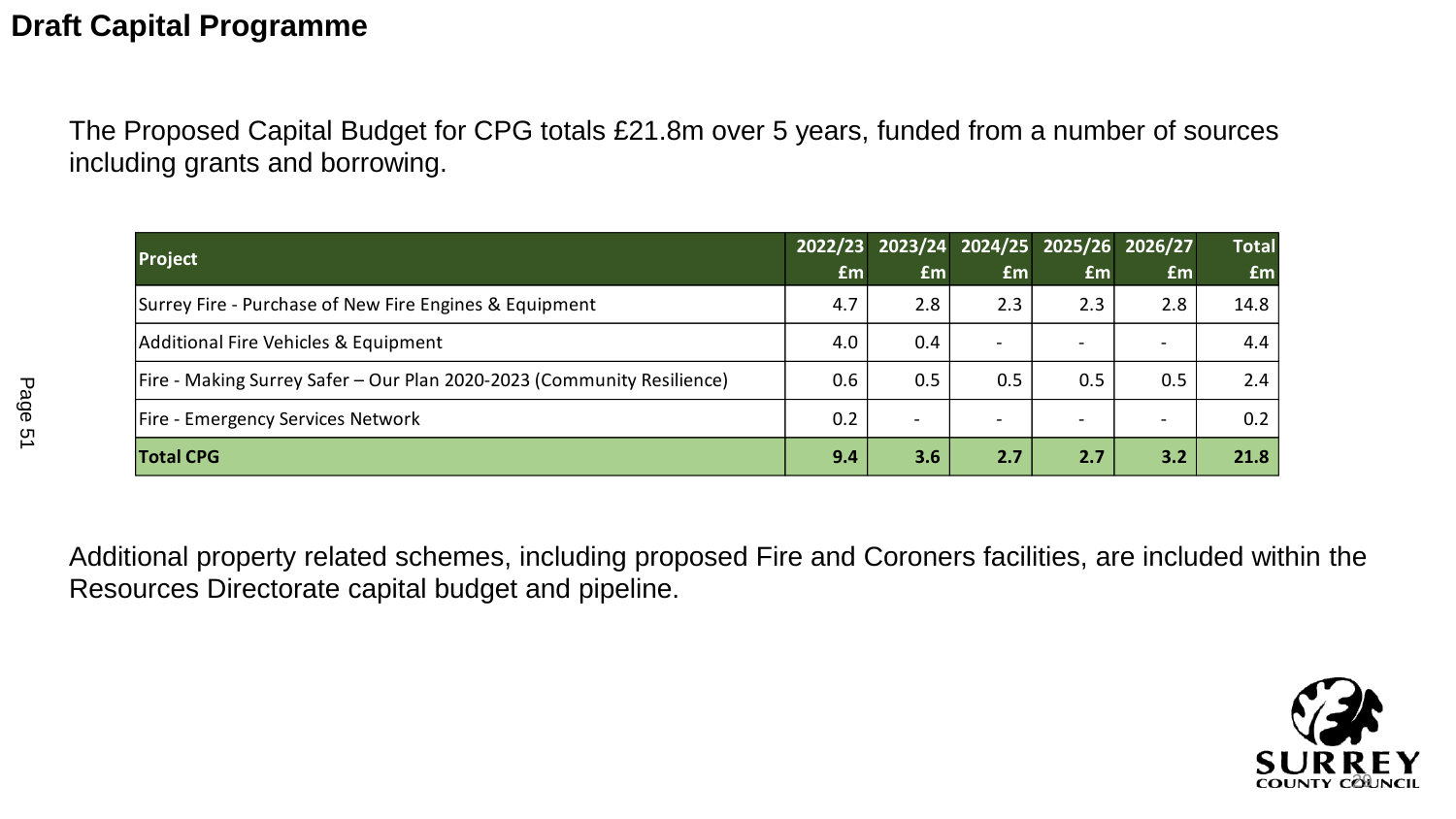# Draft Capital Programme

The Proposed Capital Budget for CPG totals £21.8m over 5 years, funded from a number of sources including grants and borrowing.

| Project | 2022/23 £m | 2023/24 £m | 2024/25 £m | 2025/26 £m | 2026/27 £m | Total £m |
|---|---|---|---|---|---|---|
| Surrey Fire - Purchase of New Fire Engines & Equipment | 4.7 | 2.8 | 2.3 | 2.3 | 2.8 | 14.8 |
| Additional Fire Vehicles & Equipment | 4.0 | 0.4 | - | - | - | 4.4 |
| Fire - Making Surrey Safer – Our Plan 2020-2023 (Community Resilience) | 0.6 | 0.5 | 0.5 | 0.5 | 0.5 | 2.4 |
| Fire - Emergency Services Network | 0.2 | - | - | - | - | 0.2 |
| **Total CPG** | **9.4** | **3.6** | **2.7** | **2.7** | **3.2** | **21.8** |

Additional property related schemes, including proposed Fire and Coroners facilities, are included within the Resources Directorate capital budget and pipeline.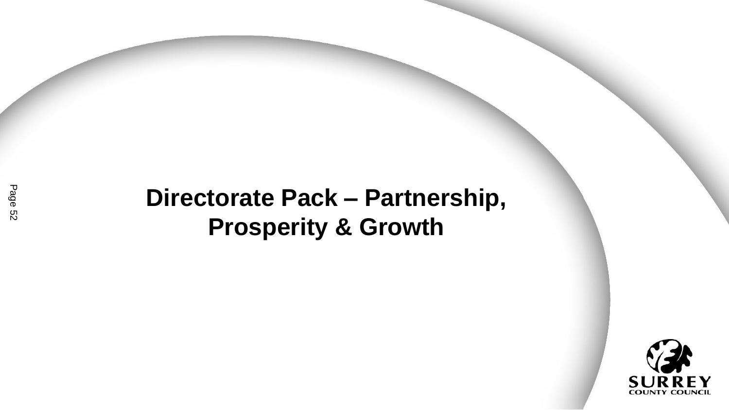# Directorate Pack – Partnership, Prosperity & Growth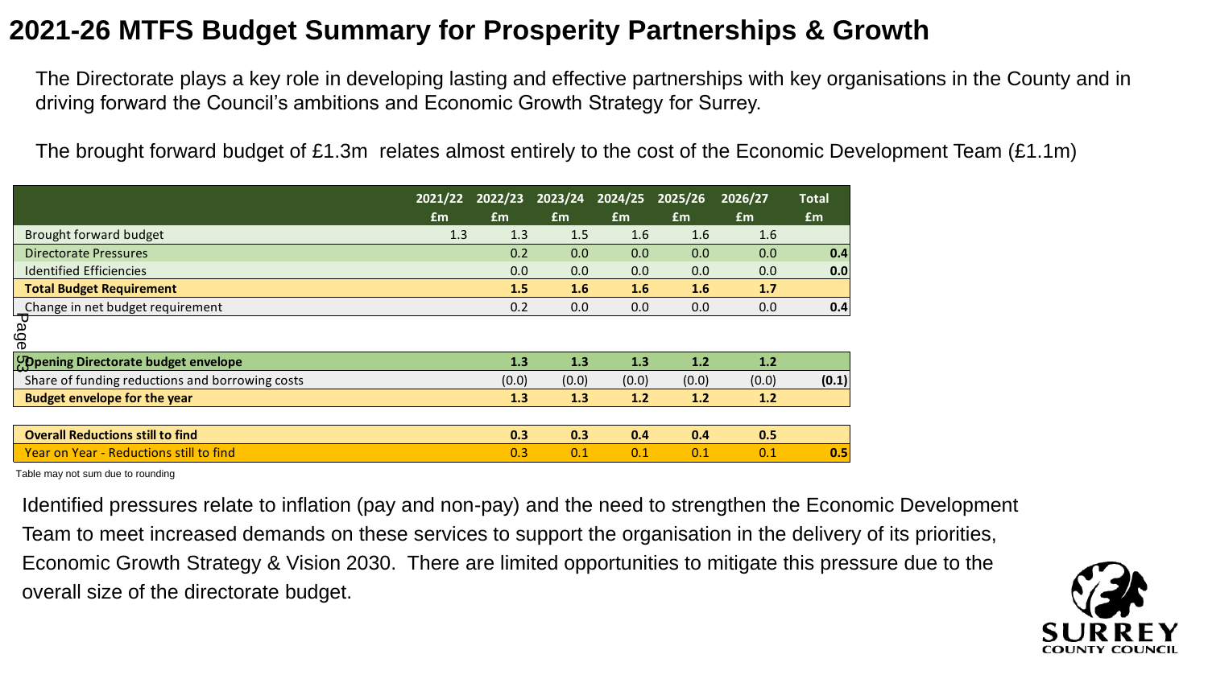# 2021-26 MTFS Budget Summary for Prosperity Partnerships & Growth

The Directorate plays a key role in developing lasting and effective partnerships with key organisations in the County and in driving forward the Council's ambitions and Economic Growth Strategy for Surrey.

The brought forward budget of £1.3m relates almost entirely to the cost of the Economic Development Team (£1.1m)

| | 2021/22 £m | 2022/23 £m | 2023/24 £m | 2024/25 £m | 2025/26 £m | 2026/27 £m | Total £m |
|---|---|---|---|---|---|---|---|
| Brought forward budget | 1.3 | 1.3 | 1.5 | 1.6 | 1.6 | 1.6 | |
| Directorate Pressures | | 0.2 | 0.0 | 0.0 | 0.0 | 0.0 | **0.4** |
| Identified Efficiencies | | 0.0 | 0.0 | 0.0 | 0.0 | 0.0 | **0.0** |
| **Total Budget Requirement** | | **1.5** | **1.6** | **1.6** | **1.6** | **1.7** | |
| Change in net budget requirement | | 0.2 | 0.0 | 0.0 | 0.0 | 0.0 | **0.4** |
| | | | | | | | |
| **Opening Directorate budget envelope** | | **1.3** | **1.3** | **1.3** | **1.2** | **1.2** | |
| Share of funding reductions and borrowing costs | | (0.0) | (0.0) | (0.0) | (0.0) | (0.0) | **(0.1)** |
| **Budget envelope for the year** | | **1.3** | **1.3** | **1.2** | **1.2** | **1.2** | |
| | | | | | | | |
| **Overall Reductions still to find** | | **0.3** | **0.3** | **0.4** | **0.4** | **0.5** | |
| Year on Year - Reductions still to find | | 0.3 | 0.1 | 0.1 | 0.1 | 0.1 | **0.5** |

Table may not sum due to rounding

Identified pressures relate to inflation (pay and non-pay) and the need to strengthen the Economic Development Team to meet increased demands on these services to support the organisation in the delivery of its priorities, Economic Growth Strategy & Vision 2030. There are limited opportunities to mitigate this pressure due to the overall size of the directorate budget.

SURREY COUNTY COUNCIL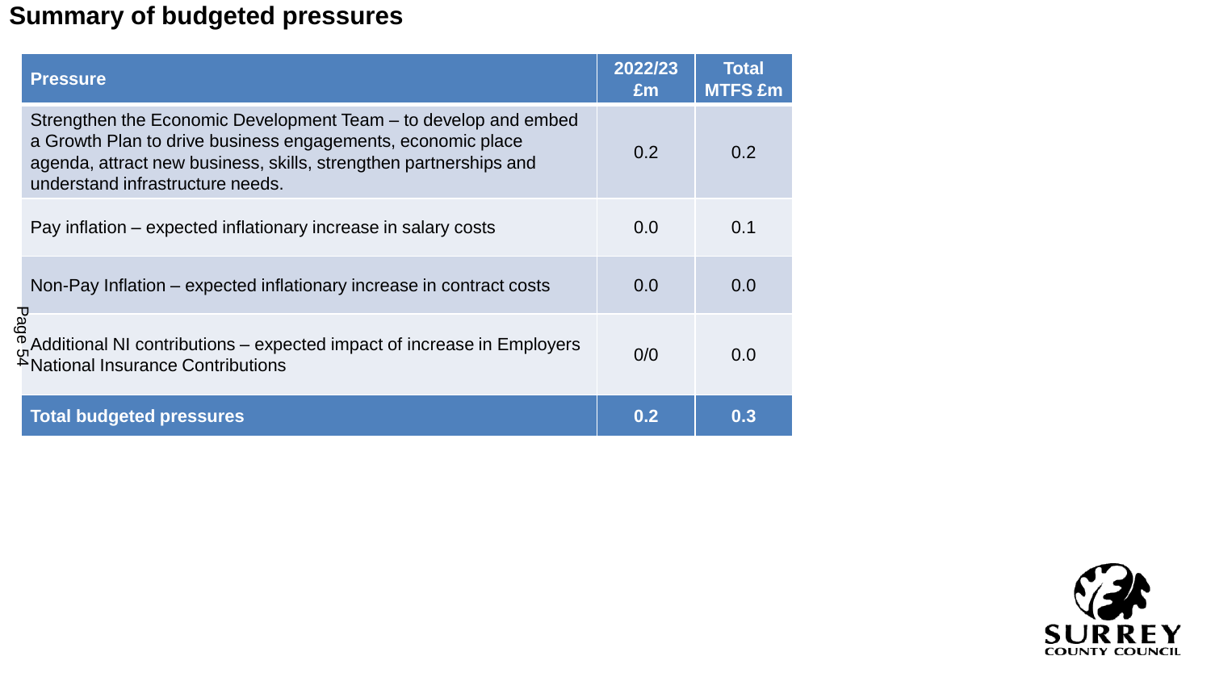# Summary of budgeted pressures

| Pressure | 2022/23 £m | Total MTFS £m |
| --- | --- | --- |
| Strengthen the Economic Development Team – to develop and embed a Growth Plan to drive business engagements, economic place agenda, attract new business, skills, strengthen partnerships and understand infrastructure needs. | 0.2 | 0.2 |
| Pay inflation – expected inflationary increase in salary costs | 0.0 | 0.1 |
| Non-Pay Inflation – expected inflationary increase in contract costs | 0.0 | 0.0 |
| Additional NI contributions – expected impact of increase in Employers National Insurance Contributions | 0/0 | 0.0 |
| **Total budgeted pressures** | **0.2** | **0.3** |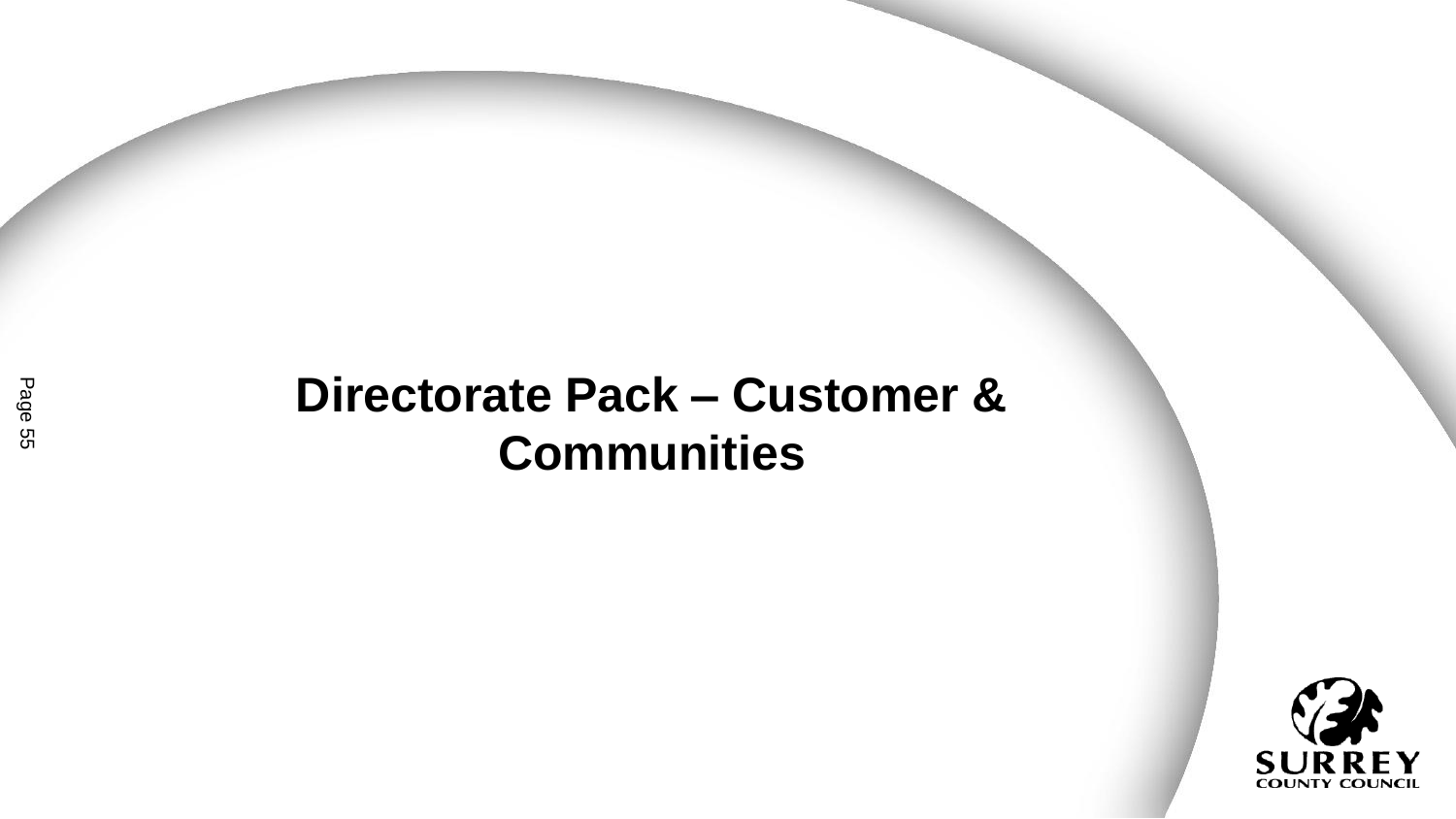# Directorate Pack – Customer & Communities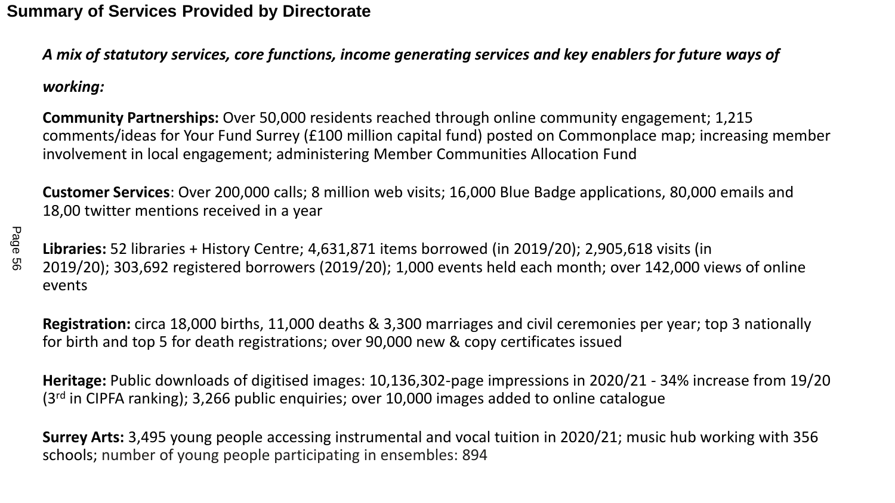## Summary of Services Provided by Directorate

***A mix of statutory services, core functions, income generating services and key enablers for future ways of working:***

**Community Partnerships:** Over 50,000 residents reached through online community engagement; 1,215 comments/ideas for Your Fund Surrey (£100 million capital fund) posted on Commonplace map; increasing member involvement in local engagement; administering Member Communities Allocation Fund

**Customer Services**: Over 200,000 calls; 8 million web visits; 16,000 Blue Badge applications, 80,000 emails and 18,00 twitter mentions received in a year

**Libraries:** 52 libraries + History Centre; 4,631,871 items borrowed (in 2019/20); 2,905,618 visits (in 2019/20); 303,692 registered borrowers (2019/20); 1,000 events held each month; over 142,000 views of online events

**Registration:** circa 18,000 births, 11,000 deaths & 3,300 marriages and civil ceremonies per year; top 3 nationally for birth and top 5 for death registrations; over 90,000 new & copy certificates issued

**Heritage:** Public downloads of digitised images: 10,136,302-page impressions in 2020/21 - 34% increase from 19/20 (3rd in CIPFA ranking); 3,266 public enquiries; over 10,000 images added to online catalogue

**Surrey Arts:** 3,495 young people accessing instrumental and vocal tuition in 2020/21; music hub working with 356 schools; number of young people participating in ensembles: 894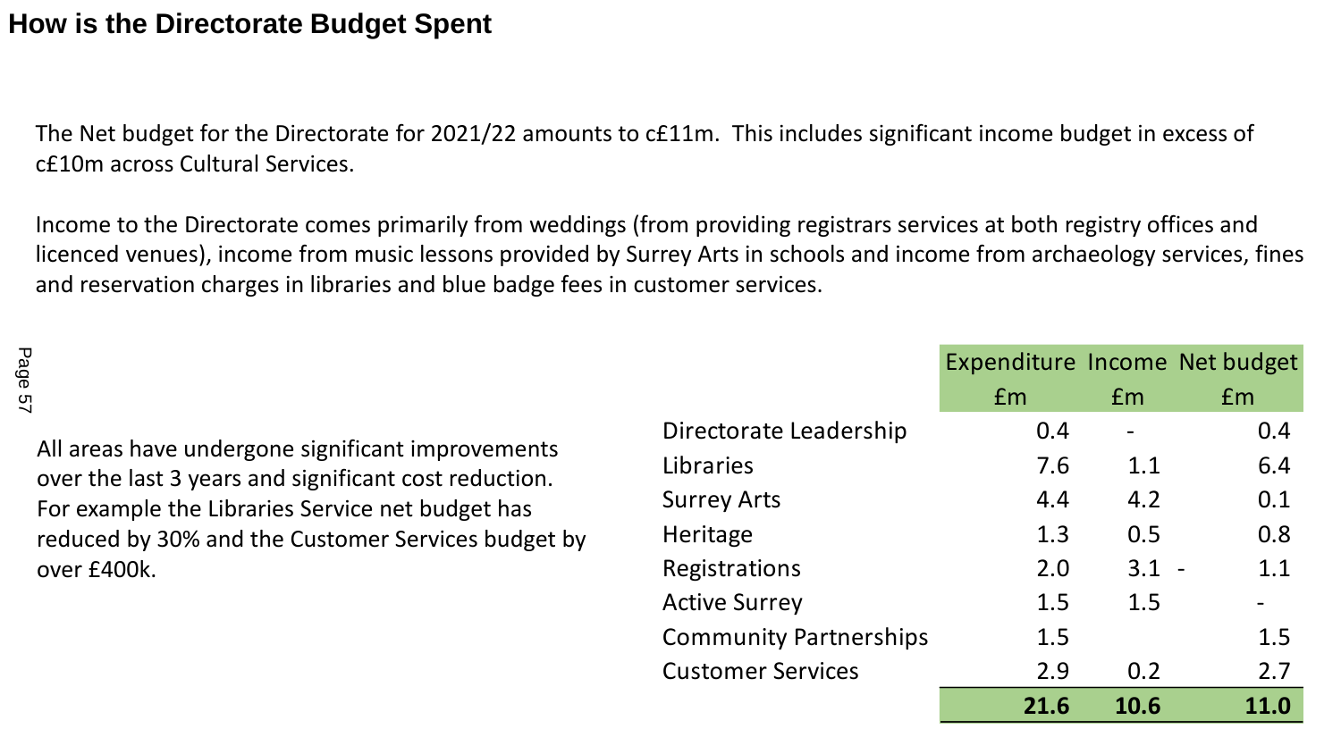# How is the Directorate Budget Spent

The Net budget for the Directorate for 2021/22 amounts to c£11m. This includes significant income budget in excess of c£10m across Cultural Services.

Income to the Directorate comes primarily from weddings (from providing registrars services at both registry offices and licenced venues), income from music lessons provided by Surrey Arts in schools and income from archaeology services, fines and reservation charges in libraries and blue badge fees in customer services.

All areas have undergone significant improvements over the last 3 years and significant cost reduction. For example the Libraries Service net budget has reduced by 30% and the Customer Services budget by over £400k.

| | Expenditure £m | Income £m | Net budget £m |
|---|---|---|---|
| Directorate Leadership | 0.4 | - | 0.4 |
| Libraries | 7.6 | 1.1 | 6.4 |
| Surrey Arts | 4.4 | 4.2 | 0.1 |
| Heritage | 1.3 | 0.5 | 0.8 |
| Registrations | 2.0 | 3.1 | - 1.1 |
| Active Surrey | 1.5 | 1.5 | - |
| Community Partnerships | 1.5 | | 1.5 |
| Customer Services | 2.9 | 0.2 | 2.7 |
| | **21.6** | **10.6** | **11.0** |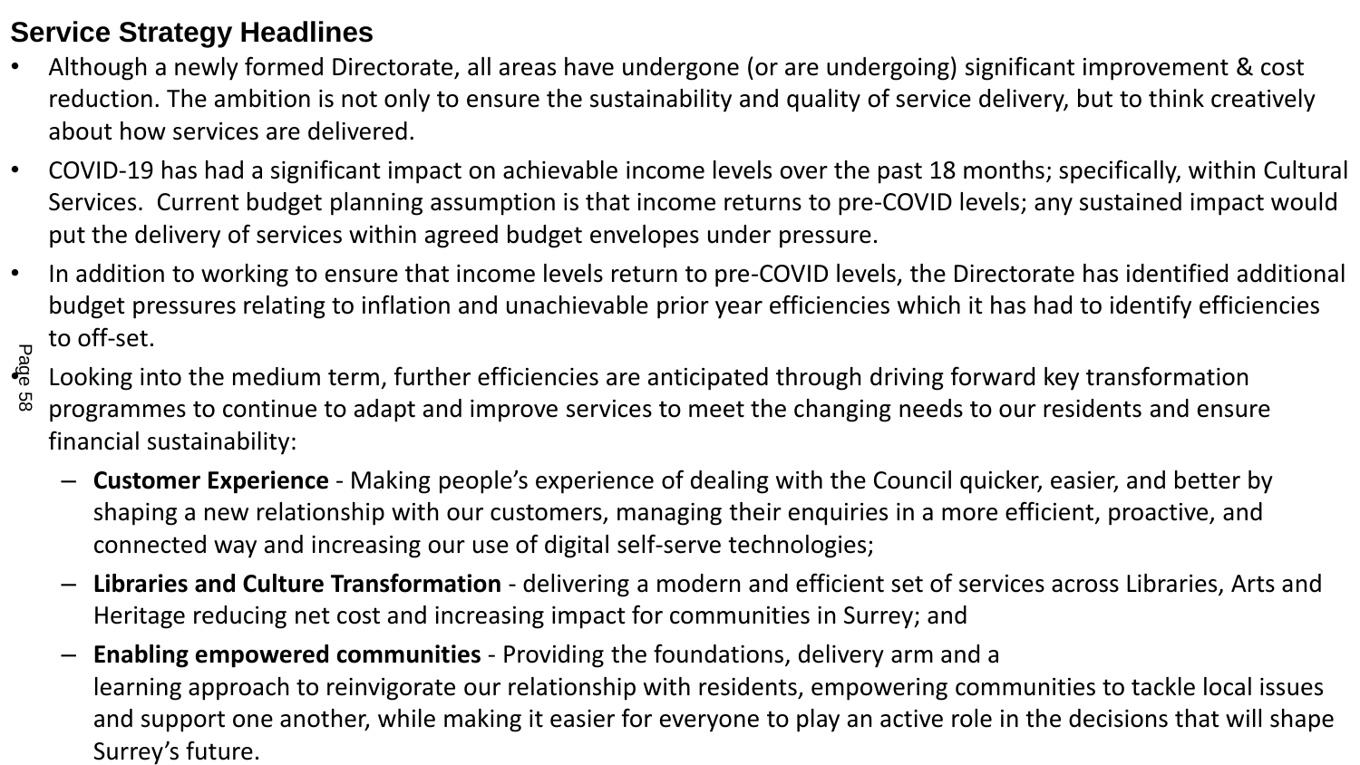## Service Strategy Headlines

- Although a newly formed Directorate, all areas have undergone (or are undergoing) significant improvement & cost reduction. The ambition is not only to ensure the sustainability and quality of service delivery, but to think creatively about how services are delivered.
- COVID-19 has had a significant impact on achievable income levels over the past 18 months; specifically, within Cultural Services. Current budget planning assumption is that income returns to pre-COVID levels; any sustained impact would put the delivery of services within agreed budget envelopes under pressure.
- In addition to working to ensure that income levels return to pre-COVID levels, the Directorate has identified additional budget pressures relating to inflation and unachievable prior year efficiencies which it has had to identify efficiencies to off-set.
- Looking into the medium term, further efficiencies are anticipated through driving forward key transformation programmes to continue to adapt and improve services to meet the changing needs to our residents and ensure financial sustainability:
  - **Customer Experience** - Making people's experience of dealing with the Council quicker, easier, and better by shaping a new relationship with our customers, managing their enquiries in a more efficient, proactive, and connected way and increasing our use of digital self-serve technologies;
  - **Libraries and Culture Transformation** - delivering a modern and efficient set of services across Libraries, Arts and Heritage reducing net cost and increasing impact for communities in Surrey; and
  - **Enabling empowered communities** - Providing the foundations, delivery arm and a learning approach to reinvigorate our relationship with residents, empowering communities to tackle local issues and support one another, while making it easier for everyone to play an active role in the decisions that will shape Surrey's future.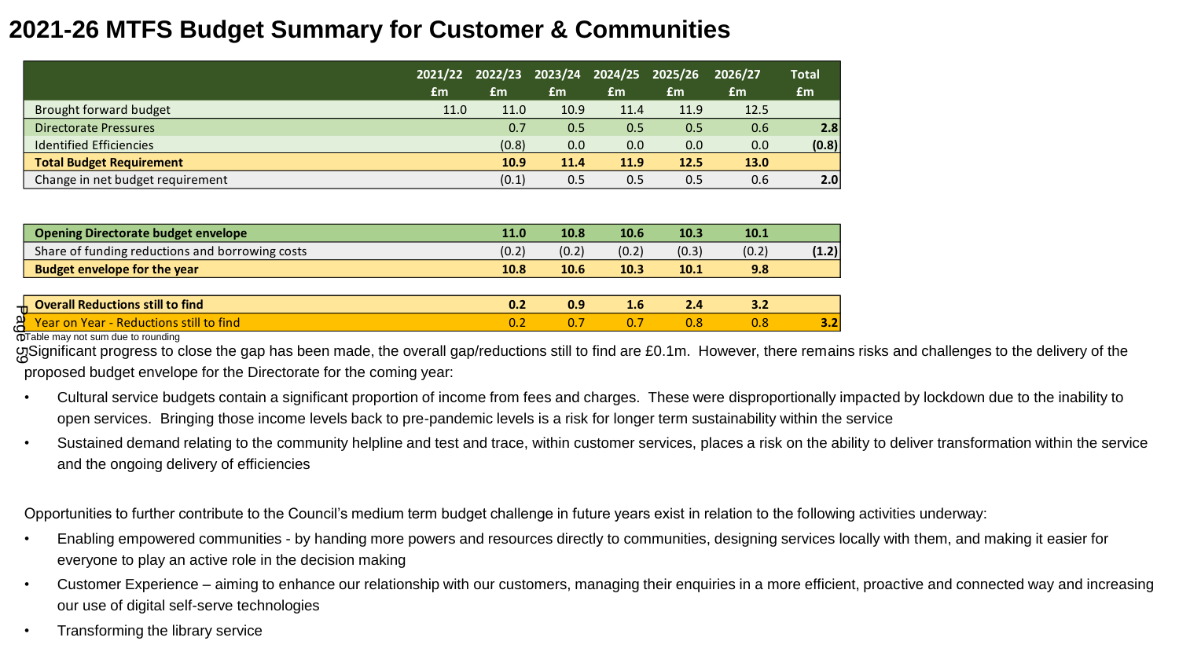# 2021-26 MTFS Budget Summary for Customer & Communities

| | 2021/22 £m | 2022/23 £m | 2023/24 £m | 2024/25 £m | 2025/26 £m | 2026/27 £m | Total £m |
|---|---|---|---|---|---|---|---|
| Brought forward budget | 11.0 | 11.0 | 10.9 | 11.4 | 11.9 | 12.5 | |
| Directorate Pressures | | 0.7 | 0.5 | 0.5 | 0.5 | 0.6 | **2.8** |
| Identified Efficiencies | | (0.8) | 0.0 | 0.0 | 0.0 | 0.0 | **(0.8)** |
| **Total Budget Requirement** | | **10.9** | **11.4** | **11.9** | **12.5** | **13.0** | |
| Change in net budget requirement | | (0.1) | 0.5 | 0.5 | 0.5 | 0.6 | **2.0** |
| | | | | | | | |
| **Opening Directorate budget envelope** | | **11.0** | **10.8** | **10.6** | **10.3** | **10.1** | |
| Share of funding reductions and borrowing costs | | (0.2) | (0.2) | (0.2) | (0.3) | (0.2) | **(1.2)** |
| **Budget envelope for the year** | | **10.8** | **10.6** | **10.3** | **10.1** | **9.8** | |
| | | | | | | | |
| **Overall Reductions still to find** | | **0.2** | **0.9** | **1.6** | **2.4** | **3.2** | |
| Year on Year - Reductions still to find | | 0.2 | 0.7 | 0.7 | 0.8 | 0.8 | **3.2** |

Table may not sum due to rounding

Significant progress to close the gap has been made, the overall gap/reductions still to find are £0.1m. However, there remains risks and challenges to the delivery of the proposed budget envelope for the Directorate for the coming year:

- Cultural service budgets contain a significant proportion of income from fees and charges. These were disproportionally impacted by lockdown due to the inability to open services. Bringing those income levels back to pre-pandemic levels is a risk for longer term sustainability within the service
- Sustained demand relating to the community helpline and test and trace, within customer services, places a risk on the ability to deliver transformation within the service and the ongoing delivery of efficiencies

Opportunities to further contribute to the Council's medium term budget challenge in future years exist in relation to the following activities underway:

- Enabling empowered communities - by handing more powers and resources directly to communities, designing services locally with them, and making it easier for everyone to play an active role in the decision making
- Customer Experience – aiming to enhance our relationship with our customers, managing their enquiries in a more efficient, proactive and connected way and increasing our use of digital self-serve technologies
- Transforming the library service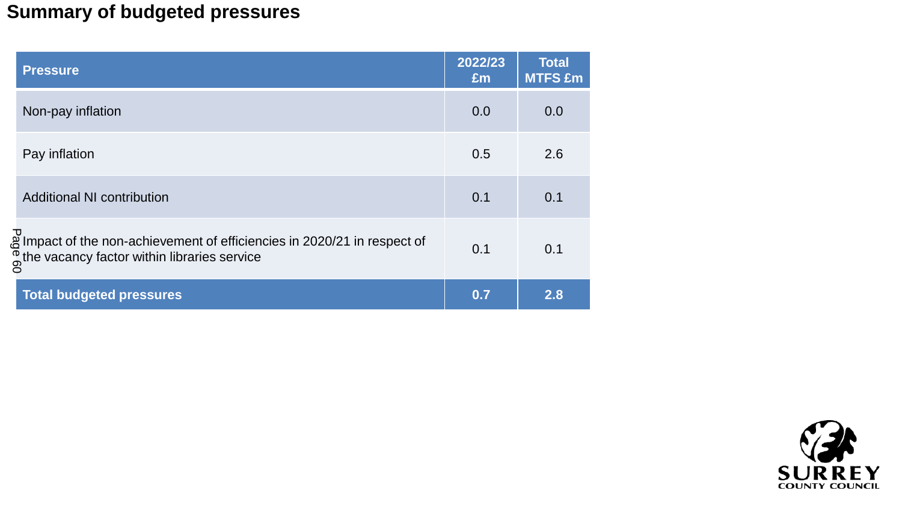# Summary of budgeted pressures

| Pressure | 2022/23 £m | Total MTFS £m |
| --- | --- | --- |
| Non-pay inflation | 0.0 | 0.0 |
| Pay inflation | 0.5 | 2.6 |
| Additional NI contribution | 0.1 | 0.1 |
| Impact of the non-achievement of efficiencies in 2020/21 in respect of the vacancy factor within libraries service | 0.1 | 0.1 |
| **Total budgeted pressures** | **0.7** | **2.8** |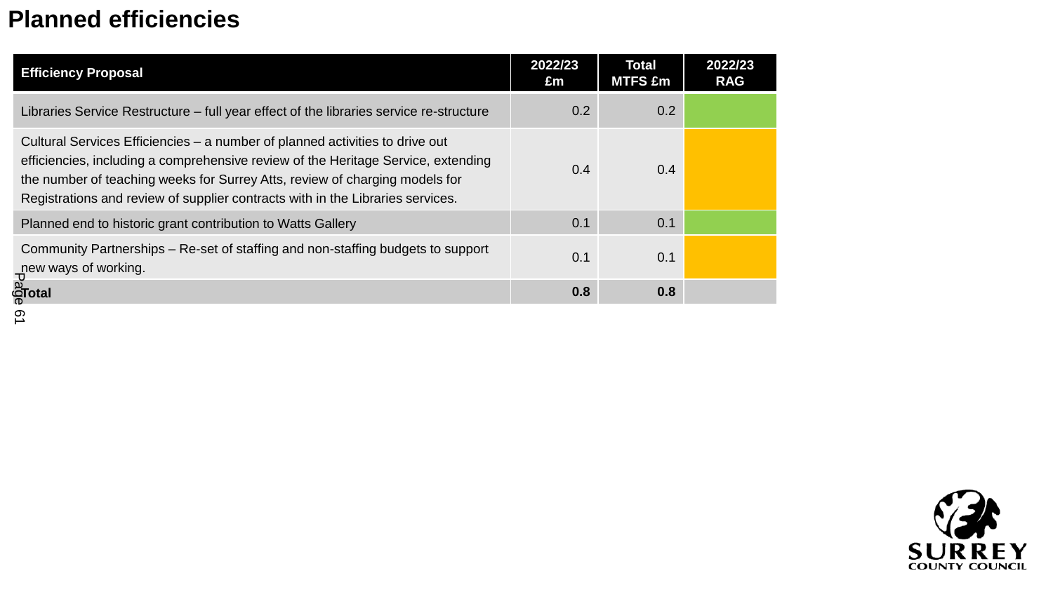# Planned efficiencies

| Efficiency Proposal | 2022/23 £m | Total MTFS £m | 2022/23 RAG |
|---|---|---|---|
| Libraries Service Restructure – full year effect of the libraries service re-structure | 0.2 | 0.2 | |
| Cultural Services Efficiencies – a number of planned activities to drive out efficiencies, including a comprehensive review of the Heritage Service, extending the number of teaching weeks for Surrey Atts, review of charging models for Registrations and review of supplier contracts with in the Libraries services. | 0.4 | 0.4 | |
| Planned end to historic grant contribution to Watts Gallery | 0.1 | 0.1 | |
| Community Partnerships – Re-set of staffing and non-staffing budgets to support new ways of working. | 0.1 | 0.1 | |
| **Total** | **0.8** | **0.8** | |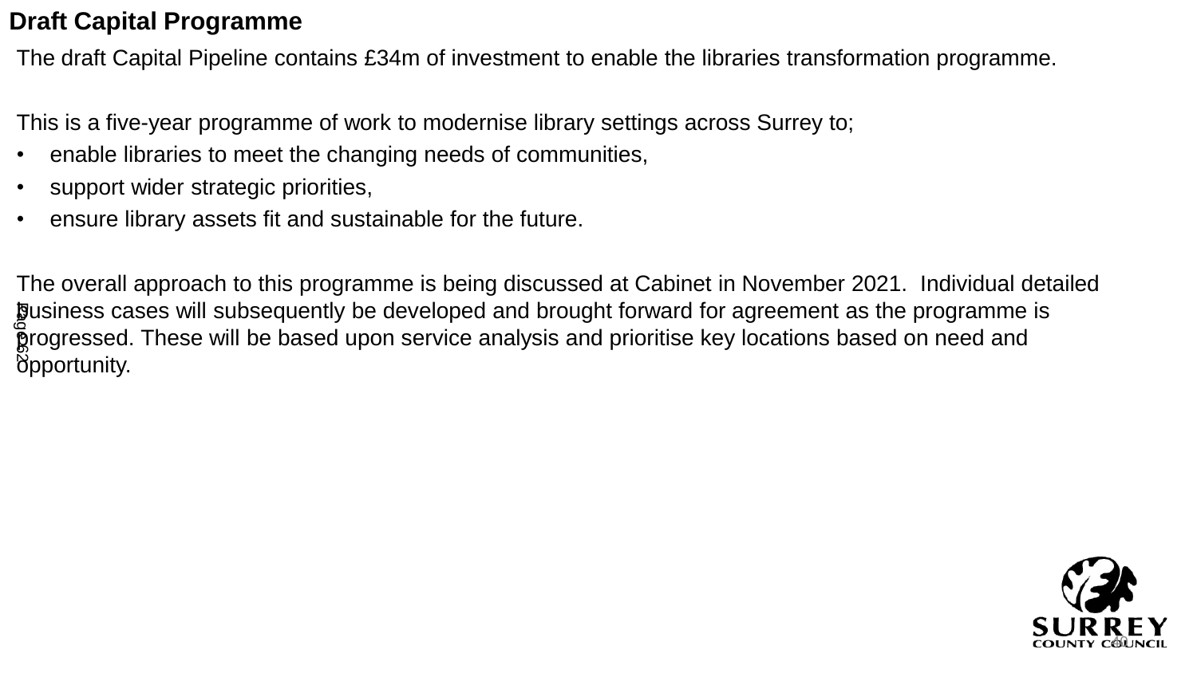# Draft Capital Programme

The draft Capital Pipeline contains £34m of investment to enable the libraries transformation programme.

This is a five-year programme of work to modernise library settings across Surrey to;

- enable libraries to meet the changing needs of communities,
- support wider strategic priorities,
- ensure library assets fit and sustainable for the future.

The overall approach to this programme is being discussed at Cabinet in November 2021. Individual detailed business cases will subsequently be developed and brought forward for agreement as the programme is progressed. These will be based upon service analysis and prioritise key locations based on need and opportunity.